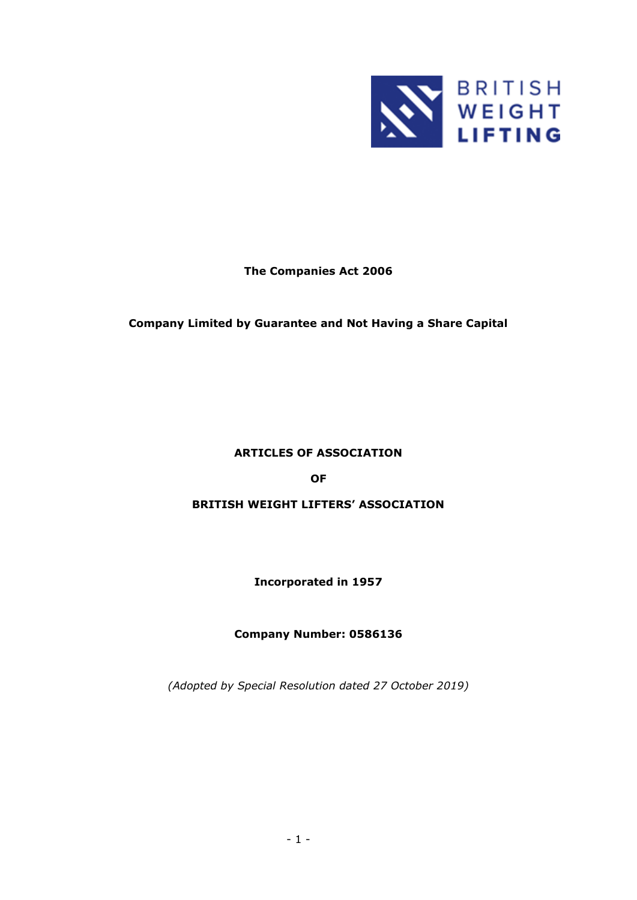BRITISH WEIGHT LIFTING

**The Companies Act 2006**

**Company Limited by Guarantee and Not Having a Share Capital**

# ARTICLES OF ASSOCIATION

# OF

# BRITISH WEIGHT LIFTERS' ASSOCIATION

**Incorporated in 1957**

**Company Number: 0586136**

*(Adopted by Special Resolution dated 27 October 2019)*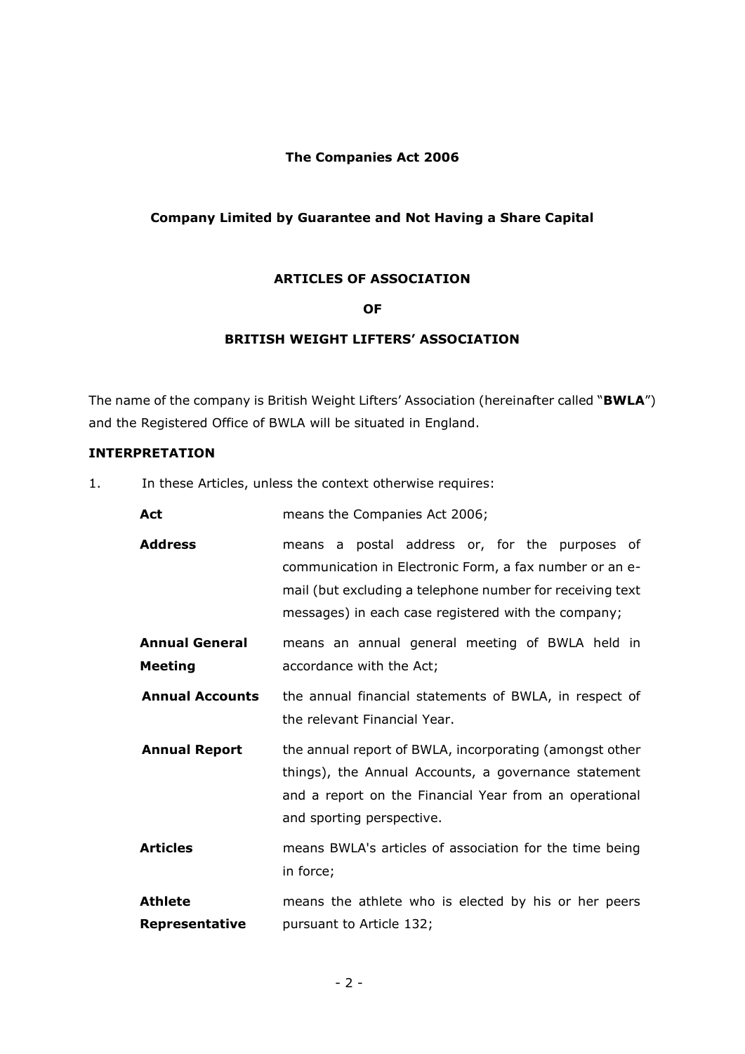**The Companies Act 2006**

**Company Limited by Guarantee and Not Having a Share Capital**

**ARTICLES OF ASSOCIATION**

**OF**

**BRITISH WEIGHT LIFTERS' ASSOCIATION**

The name of the company is British Weight Lifters' Association (hereinafter called "**BWLA**") and the Registered Office of BWLA will be situated in England.

**INTERPRETATION**

1. In these Articles, unless the context otherwise requires:

| | |
|---|---|
| **Act** | means the Companies Act 2006; |
| **Address** | means a postal address or, for the purposes of communication in Electronic Form, a fax number or an e-mail (but excluding a telephone number for receiving text messages) in each case registered with the company; |
| **Annual General Meeting** | means an annual general meeting of BWLA held in accordance with the Act; |
| **Annual Accounts** | the annual financial statements of BWLA, in respect of the relevant Financial Year. |
| **Annual Report** | the annual report of BWLA, incorporating (amongst other things), the Annual Accounts, a governance statement and a report on the Financial Year from an operational and sporting perspective. |
| **Articles** | means BWLA's articles of association for the time being in force; |
| **Athlete Representative** | means the athlete who is elected by his or her peers pursuant to Article 132; |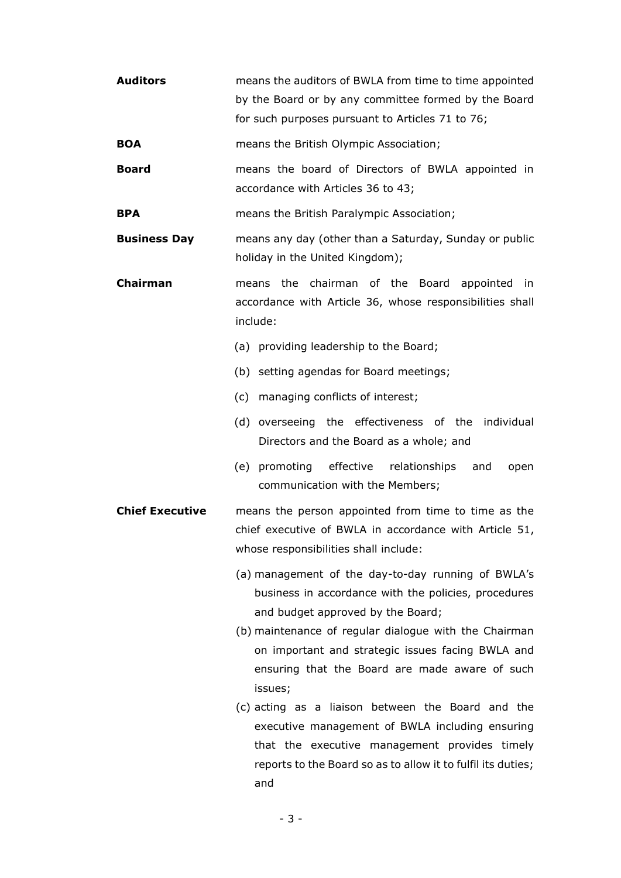**Auditors** means the auditors of BWLA from time to time appointed by the Board or by any committee formed by the Board for such purposes pursuant to Articles 71 to 76;

**BOA** means the British Olympic Association;

**Board** means the board of Directors of BWLA appointed in accordance with Articles 36 to 43;

**BPA** means the British Paralympic Association;

**Business Day** means any day (other than a Saturday, Sunday or public holiday in the United Kingdom);

**Chairman** means the chairman of the Board appointed in accordance with Article 36, whose responsibilities shall include:

(a) providing leadership to the Board;

(b) setting agendas for Board meetings;

(c) managing conflicts of interest;

(d) overseeing the effectiveness of the individual Directors and the Board as a whole; and

(e) promoting effective relationships and open communication with the Members;

**Chief Executive** means the person appointed from time to time as the chief executive of BWLA in accordance with Article 51, whose responsibilities shall include:

(a) management of the day-to-day running of BWLA's business in accordance with the policies, procedures and budget approved by the Board;

(b) maintenance of regular dialogue with the Chairman on important and strategic issues facing BWLA and ensuring that the Board are made aware of such issues;

(c) acting as a liaison between the Board and the executive management of BWLA including ensuring that the executive management provides timely reports to the Board so as to allow it to fulfil its duties; and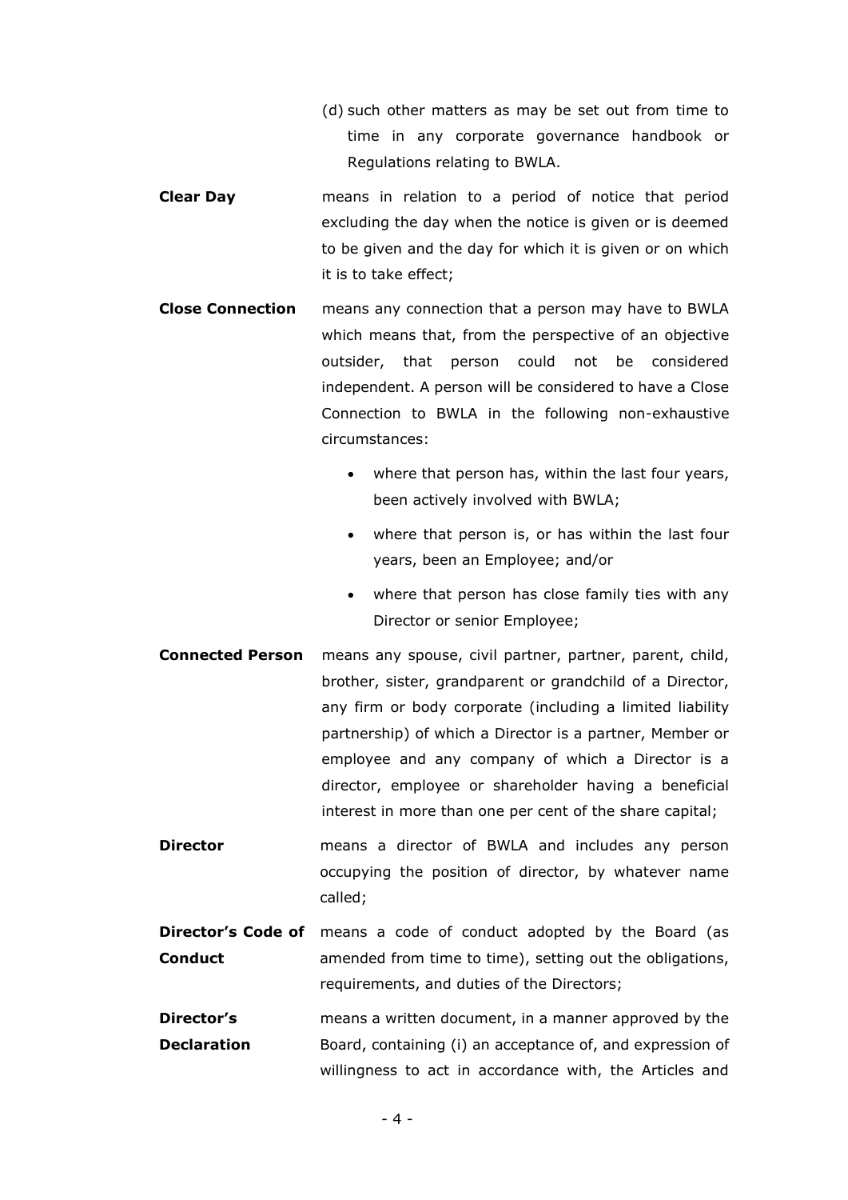(d) such other matters as may be set out from time to time in any corporate governance handbook or Regulations relating to BWLA.

**Clear Day** means in relation to a period of notice that period excluding the day when the notice is given or is deemed to be given and the day for which it is given or on which it is to take effect;

**Close Connection** means any connection that a person may have to BWLA which means that, from the perspective of an objective outsider, that person could not be considered independent. A person will be considered to have a Close Connection to BWLA in the following non-exhaustive circumstances:

- where that person has, within the last four years, been actively involved with BWLA;
- where that person is, or has within the last four years, been an Employee; and/or
- where that person has close family ties with any Director or senior Employee;

**Connected Person** means any spouse, civil partner, partner, parent, child, brother, sister, grandparent or grandchild of a Director, any firm or body corporate (including a limited liability partnership) of which a Director is a partner, Member or employee and any company of which a Director is a director, employee or shareholder having a beneficial interest in more than one per cent of the share capital;

**Director** means a director of BWLA and includes any person occupying the position of director, by whatever name called;

**Director's Code of Conduct** means a code of conduct adopted by the Board (as amended from time to time), setting out the obligations, requirements, and duties of the Directors;

**Director's Declaration** means a written document, in a manner approved by the Board, containing (i) an acceptance of, and expression of willingness to act in accordance with, the Articles and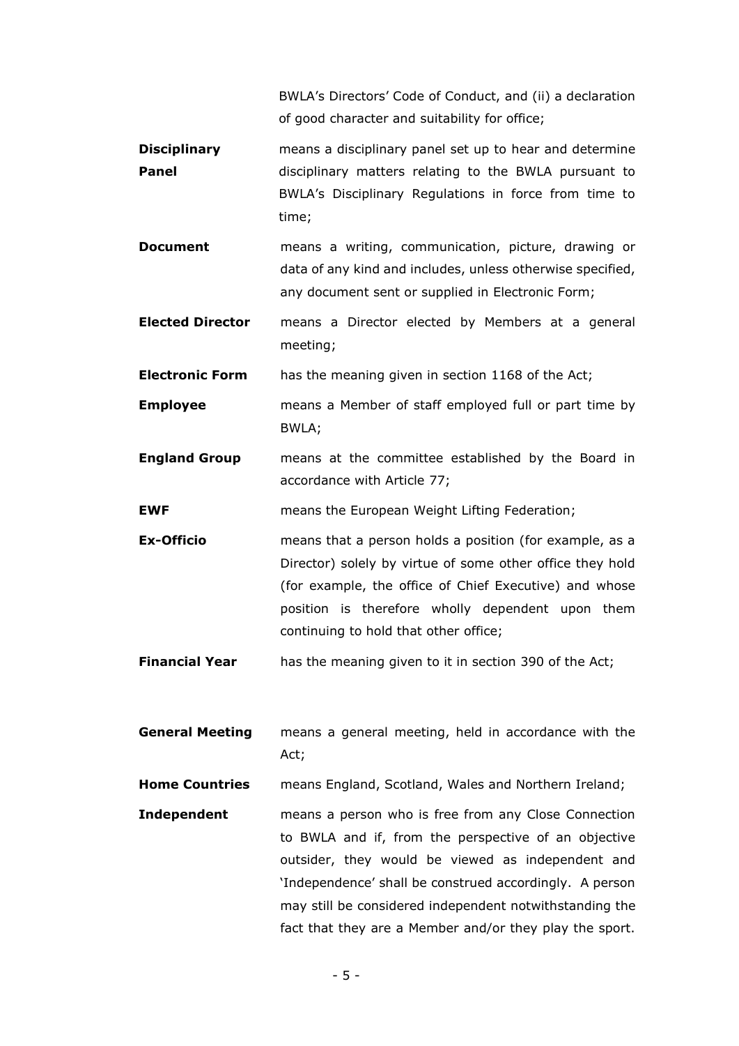BWLA's Directors' Code of Conduct, and (ii) a declaration of good character and suitability for office;

**Disciplinary Panel** means a disciplinary panel set up to hear and determine disciplinary matters relating to the BWLA pursuant to BWLA's Disciplinary Regulations in force from time to time;

**Document** means a writing, communication, picture, drawing or data of any kind and includes, unless otherwise specified, any document sent or supplied in Electronic Form;

**Elected Director** means a Director elected by Members at a general meeting;

**Electronic Form** has the meaning given in section 1168 of the Act;

**Employee** means a Member of staff employed full or part time by BWLA;

**England Group** means at the committee established by the Board in accordance with Article 77;

**EWF** means the European Weight Lifting Federation;

**Ex-Officio** means that a person holds a position (for example, as a Director) solely by virtue of some other office they hold (for example, the office of Chief Executive) and whose position is therefore wholly dependent upon them continuing to hold that other office;

**Financial Year** has the meaning given to it in section 390 of the Act;

**General Meeting** means a general meeting, held in accordance with the Act;

**Home Countries** means England, Scotland, Wales and Northern Ireland;

**Independent** means a person who is free from any Close Connection to BWLA and if, from the perspective of an objective outsider, they would be viewed as independent and 'Independence' shall be construed accordingly. A person may still be considered independent notwithstanding the fact that they are a Member and/or they play the sport.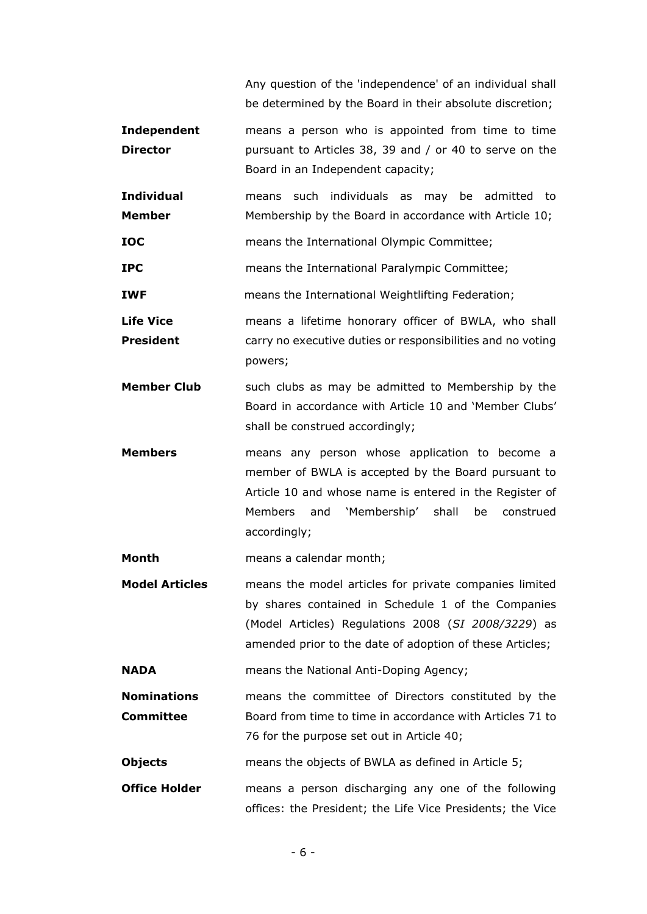Any question of the 'independence' of an individual shall be determined by the Board in their absolute discretion;

| | |
|---|---|
| **Independent Director** | means a person who is appointed from time to time pursuant to Articles 38, 39 and / or 40 to serve on the Board in an Independent capacity; |
| **Individual Member** | means such individuals as may be admitted to Membership by the Board in accordance with Article 10; |
| **IOC** | means the International Olympic Committee; |
| **IPC** | means the International Paralympic Committee; |
| **IWF** | means the International Weightlifting Federation; |
| **Life Vice President** | means a lifetime honorary officer of BWLA, who shall carry no executive duties or responsibilities and no voting powers; |
| **Member Club** | such clubs as may be admitted to Membership by the Board in accordance with Article 10 and 'Member Clubs' shall be construed accordingly; |
| **Members** | means any person whose application to become a member of BWLA is accepted by the Board pursuant to Article 10 and whose name is entered in the Register of Members and 'Membership' shall be construed accordingly; |
| **Month** | means a calendar month; |
| **Model Articles** | means the model articles for private companies limited by shares contained in Schedule 1 of the Companies (Model Articles) Regulations 2008 (*SI 2008/3229*) as amended prior to the date of adoption of these Articles; |
| **NADA** | means the National Anti-Doping Agency; |
| **Nominations Committee** | means the committee of Directors constituted by the Board from time to time in accordance with Articles 71 to 76 for the purpose set out in Article 40; |
| **Objects** | means the objects of BWLA as defined in Article 5; |
| **Office Holder** | means a person discharging any one of the following offices: the President; the Life Vice Presidents; the Vice |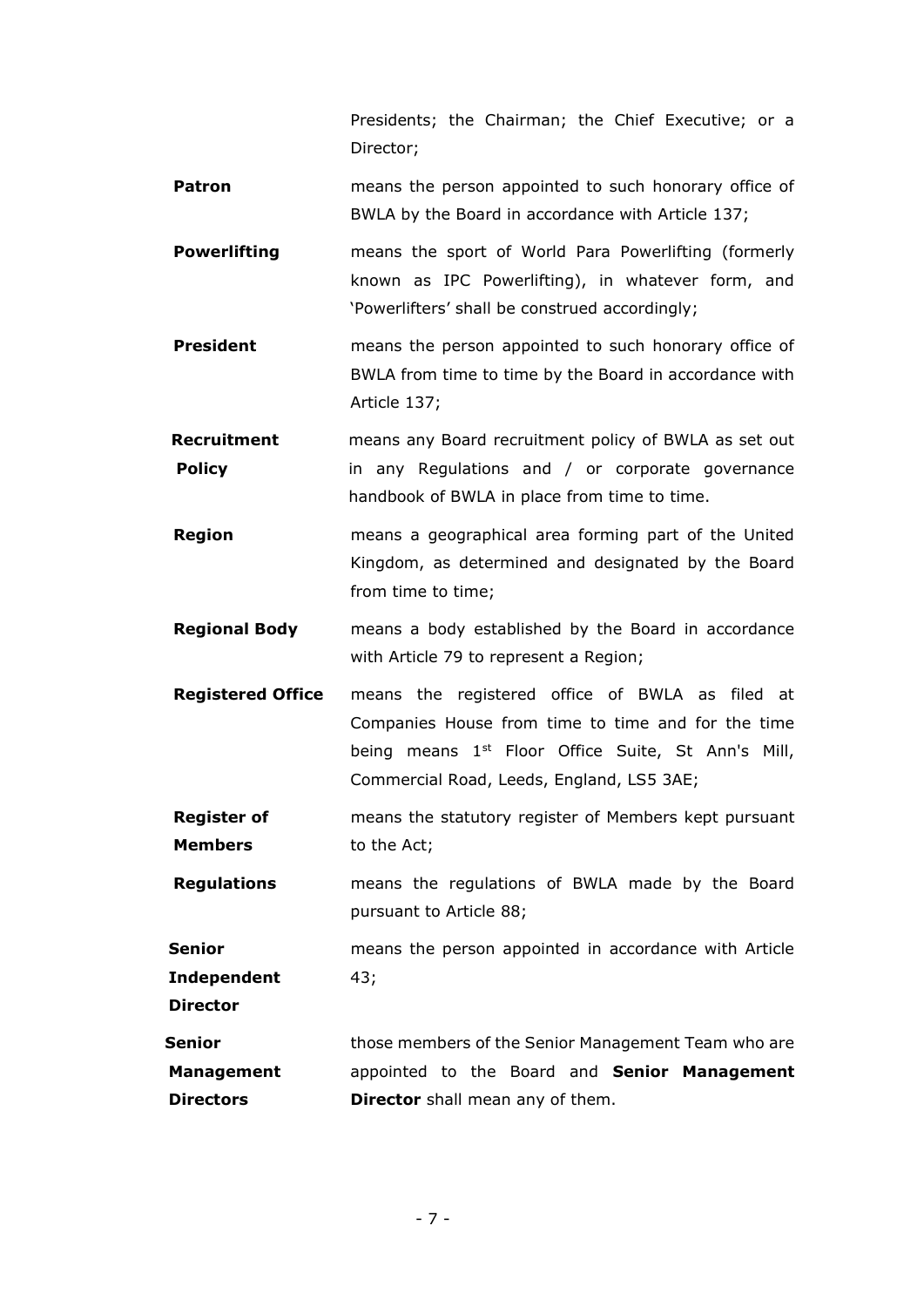Presidents; the Chairman; the Chief Executive; or a Director;

| | |
|---|---|
| **Patron** | means the person appointed to such honorary office of BWLA by the Board in accordance with Article 137; |
| **Powerlifting** | means the sport of World Para Powerlifting (formerly known as IPC Powerlifting), in whatever form, and 'Powerlifters' shall be construed accordingly; |
| **President** | means the person appointed to such honorary office of BWLA from time to time by the Board in accordance with Article 137; |
| **Recruitment Policy** | means any Board recruitment policy of BWLA as set out in any Regulations and / or corporate governance handbook of BWLA in place from time to time. |
| **Region** | means a geographical area forming part of the United Kingdom, as determined and designated by the Board from time to time; |
| **Regional Body** | means a body established by the Board in accordance with Article 79 to represent a Region; |
| **Registered Office** | means the registered office of BWLA as filed at Companies House from time to time and for the time being means 1st Floor Office Suite, St Ann's Mill, Commercial Road, Leeds, England, LS5 3AE; |
| **Register of Members** | means the statutory register of Members kept pursuant to the Act; |
| **Regulations** | means the regulations of BWLA made by the Board pursuant to Article 88; |
| **Senior Independent Director** | means the person appointed in accordance with Article 43; |
| **Senior Management Directors** | those members of the Senior Management Team who are appointed to the Board and **Senior Management Director** shall mean any of them. |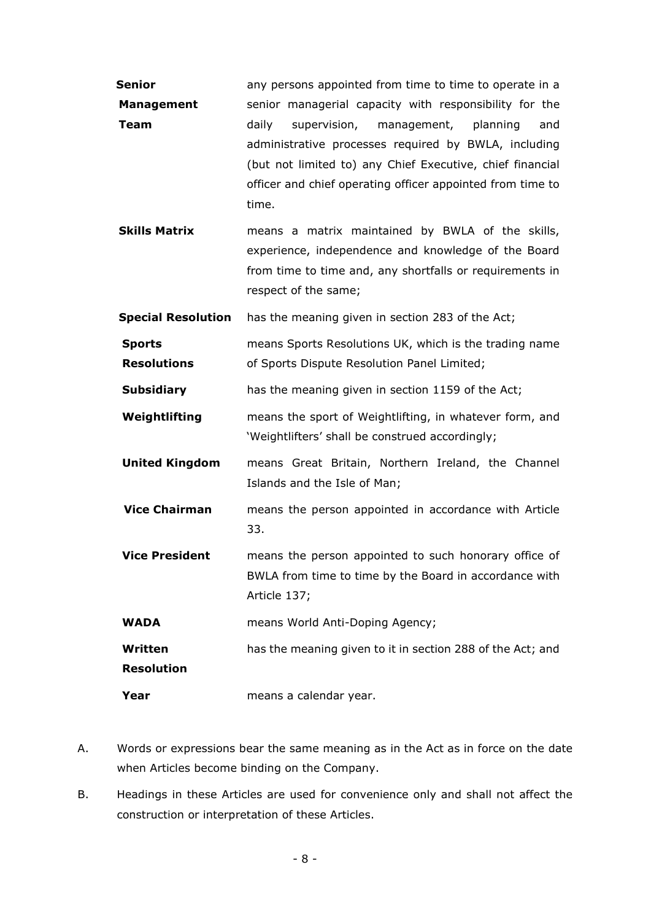| | |
|---|---|
| **Senior Management Team** | any persons appointed from time to time to operate in a senior managerial capacity with responsibility for the daily supervision, management, planning and administrative processes required by BWLA, including (but not limited to) any Chief Executive, chief financial officer and chief operating officer appointed from time to time. |
| **Skills Matrix** | means a matrix maintained by BWLA of the skills, experience, independence and knowledge of the Board from time to time and, any shortfalls or requirements in respect of the same; |
| **Special Resolution** | has the meaning given in section 283 of the Act; |
| **Sports Resolutions** | means Sports Resolutions UK, which is the trading name of Sports Dispute Resolution Panel Limited; |
| **Subsidiary** | has the meaning given in section 1159 of the Act; |
| **Weightlifting** | means the sport of Weightlifting, in whatever form, and 'Weightlifters' shall be construed accordingly; |
| **United Kingdom** | means Great Britain, Northern Ireland, the Channel Islands and the Isle of Man; |
| **Vice Chairman** | means the person appointed in accordance with Article 33. |
| **Vice President** | means the person appointed to such honorary office of BWLA from time to time by the Board in accordance with Article 137; |
| **WADA** | means World Anti-Doping Agency; |
| **Written Resolution** | has the meaning given to it in section 288 of the Act; and |
| **Year** | means a calendar year. |

A. Words or expressions bear the same meaning as in the Act as in force on the date when Articles become binding on the Company.

B. Headings in these Articles are used for convenience only and shall not affect the construction or interpretation of these Articles.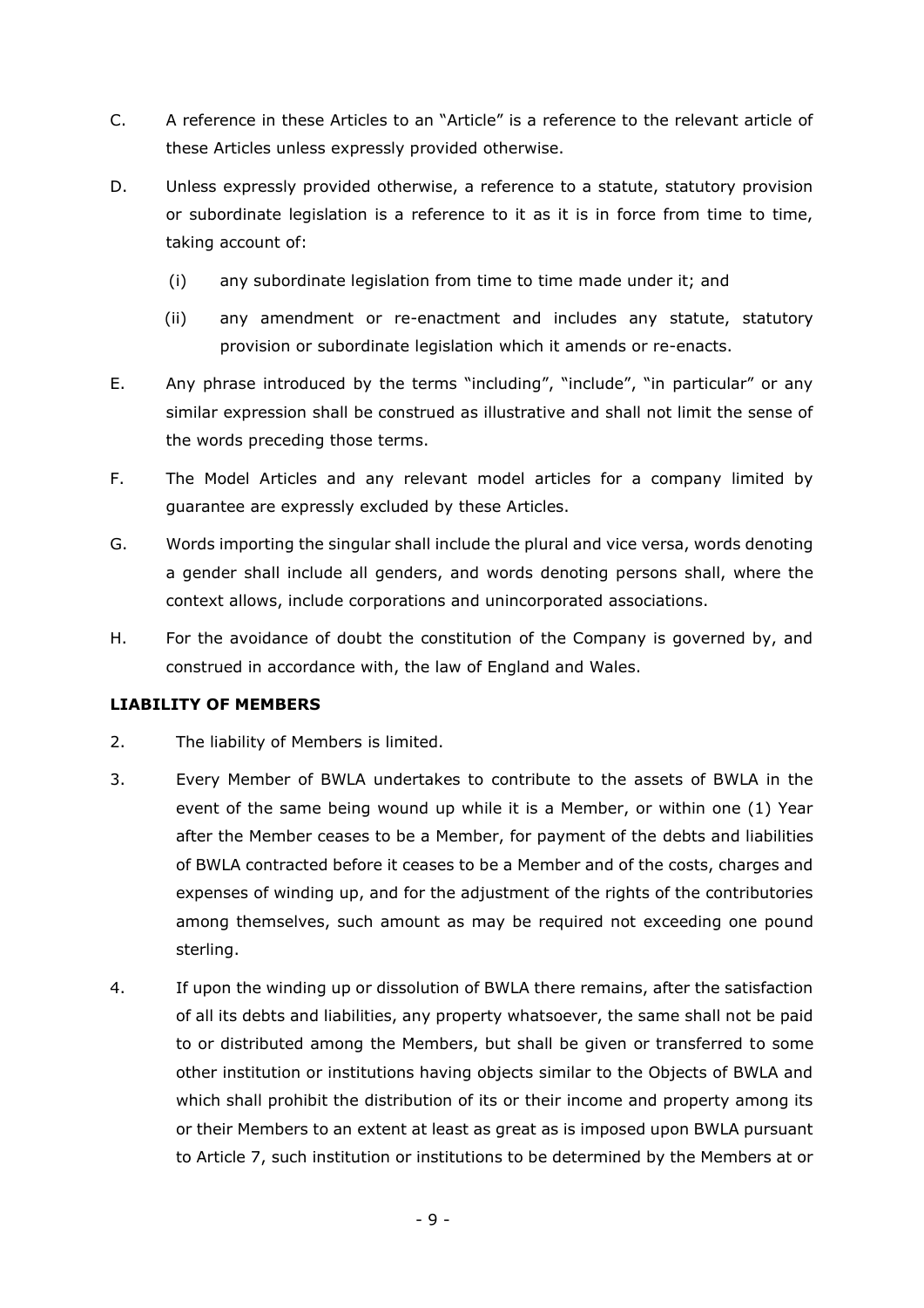C. A reference in these Articles to an "Article" is a reference to the relevant article of these Articles unless expressly provided otherwise.

D. Unless expressly provided otherwise, a reference to a statute, statutory provision or subordinate legislation is a reference to it as it is in force from time to time, taking account of:

   (i) any subordinate legislation from time to time made under it; and

   (ii) any amendment or re-enactment and includes any statute, statutory provision or subordinate legislation which it amends or re-enacts.

E. Any phrase introduced by the terms "including", "include", "in particular" or any similar expression shall be construed as illustrative and shall not limit the sense of the words preceding those terms.

F. The Model Articles and any relevant model articles for a company limited by guarantee are expressly excluded by these Articles.

G. Words importing the singular shall include the plural and vice versa, words denoting a gender shall include all genders, and words denoting persons shall, where the context allows, include corporations and unincorporated associations.

H. For the avoidance of doubt the constitution of the Company is governed by, and construed in accordance with, the law of England and Wales.

**LIABILITY OF MEMBERS**

2. The liability of Members is limited.

3. Every Member of BWLA undertakes to contribute to the assets of BWLA in the event of the same being wound up while it is a Member, or within one (1) Year after the Member ceases to be a Member, for payment of the debts and liabilities of BWLA contracted before it ceases to be a Member and of the costs, charges and expenses of winding up, and for the adjustment of the rights of the contributories among themselves, such amount as may be required not exceeding one pound sterling.

4. If upon the winding up or dissolution of BWLA there remains, after the satisfaction of all its debts and liabilities, any property whatsoever, the same shall not be paid to or distributed among the Members, but shall be given or transferred to some other institution or institutions having objects similar to the Objects of BWLA and which shall prohibit the distribution of its or their income and property among its or their Members to an extent at least as great as is imposed upon BWLA pursuant to Article 7, such institution or institutions to be determined by the Members at or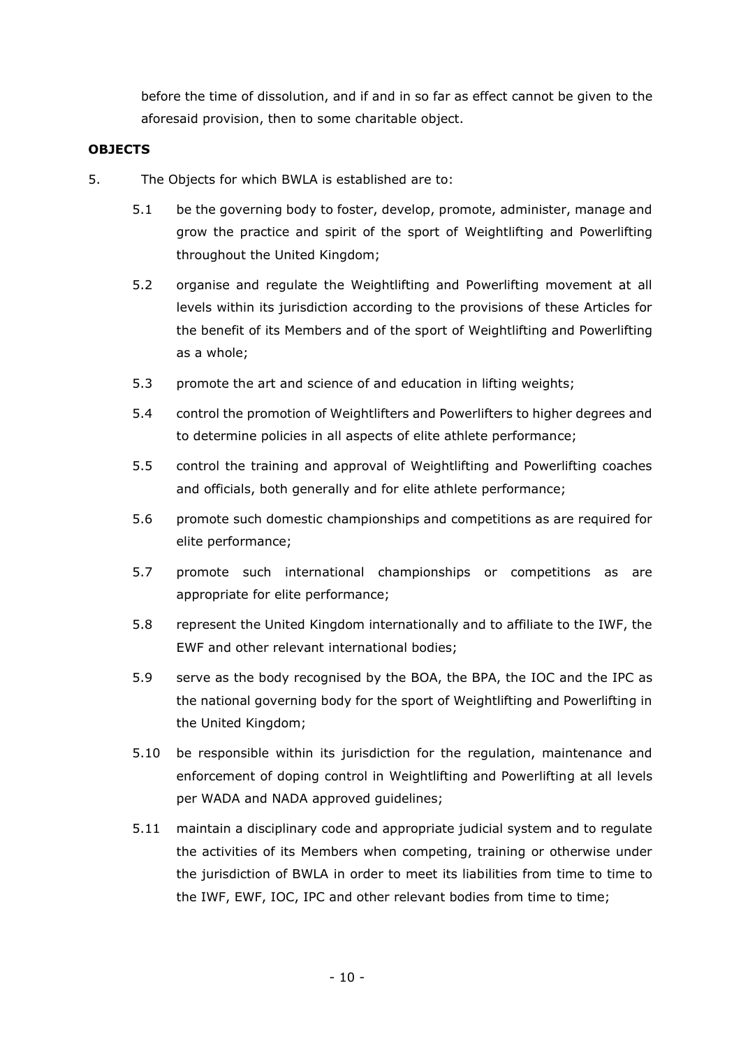before the time of dissolution, and if and in so far as effect cannot be given to the aforesaid provision, then to some charitable object.

**OBJECTS**

5. The Objects for which BWLA is established are to:

   5.1 be the governing body to foster, develop, promote, administer, manage and grow the practice and spirit of the sport of Weightlifting and Powerlifting throughout the United Kingdom;

   5.2 organise and regulate the Weightlifting and Powerlifting movement at all levels within its jurisdiction according to the provisions of these Articles for the benefit of its Members and of the sport of Weightlifting and Powerlifting as a whole;

   5.3 promote the art and science of and education in lifting weights;

   5.4 control the promotion of Weightlifters and Powerlifters to higher degrees and to determine policies in all aspects of elite athlete performance;

   5.5 control the training and approval of Weightlifting and Powerlifting coaches and officials, both generally and for elite athlete performance;

   5.6 promote such domestic championships and competitions as are required for elite performance;

   5.7 promote such international championships or competitions as are appropriate for elite performance;

   5.8 represent the United Kingdom internationally and to affiliate to the IWF, the EWF and other relevant international bodies;

   5.9 serve as the body recognised by the BOA, the BPA, the IOC and the IPC as the national governing body for the sport of Weightlifting and Powerlifting in the United Kingdom;

   5.10 be responsible within its jurisdiction for the regulation, maintenance and enforcement of doping control in Weightlifting and Powerlifting at all levels per WADA and NADA approved guidelines;

   5.11 maintain a disciplinary code and appropriate judicial system and to regulate the activities of its Members when competing, training or otherwise under the jurisdiction of BWLA in order to meet its liabilities from time to time to the IWF, EWF, IOC, IPC and other relevant bodies from time to time;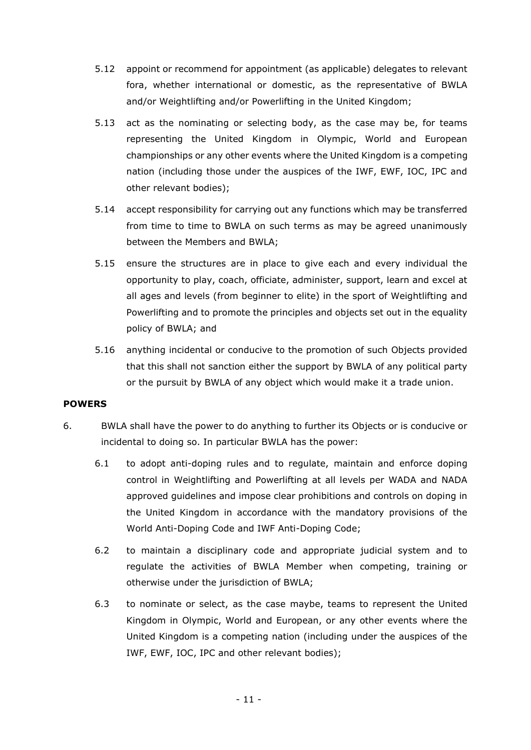5.12 appoint or recommend for appointment (as applicable) delegates to relevant fora, whether international or domestic, as the representative of BWLA and/or Weightlifting and/or Powerlifting in the United Kingdom;

5.13 act as the nominating or selecting body, as the case may be, for teams representing the United Kingdom in Olympic, World and European championships or any other events where the United Kingdom is a competing nation (including those under the auspices of the IWF, EWF, IOC, IPC and other relevant bodies);

5.14 accept responsibility for carrying out any functions which may be transferred from time to time to BWLA on such terms as may be agreed unanimously between the Members and BWLA;

5.15 ensure the structures are in place to give each and every individual the opportunity to play, coach, officiate, administer, support, learn and excel at all ages and levels (from beginner to elite) in the sport of Weightlifting and Powerlifting and to promote the principles and objects set out in the equality policy of BWLA; and

5.16 anything incidental or conducive to the promotion of such Objects provided that this shall not sanction either the support by BWLA of any political party or the pursuit by BWLA of any object which would make it a trade union.

**POWERS**

6. BWLA shall have the power to do anything to further its Objects or is conducive or incidental to doing so. In particular BWLA has the power:

6.1 to adopt anti-doping rules and to regulate, maintain and enforce doping control in Weightlifting and Powerlifting at all levels per WADA and NADA approved guidelines and impose clear prohibitions and controls on doping in the United Kingdom in accordance with the mandatory provisions of the World Anti-Doping Code and IWF Anti-Doping Code;

6.2 to maintain a disciplinary code and appropriate judicial system and to regulate the activities of BWLA Member when competing, training or otherwise under the jurisdiction of BWLA;

6.3 to nominate or select, as the case maybe, teams to represent the United Kingdom in Olympic, World and European, or any other events where the United Kingdom is a competing nation (including under the auspices of the IWF, EWF, IOC, IPC and other relevant bodies);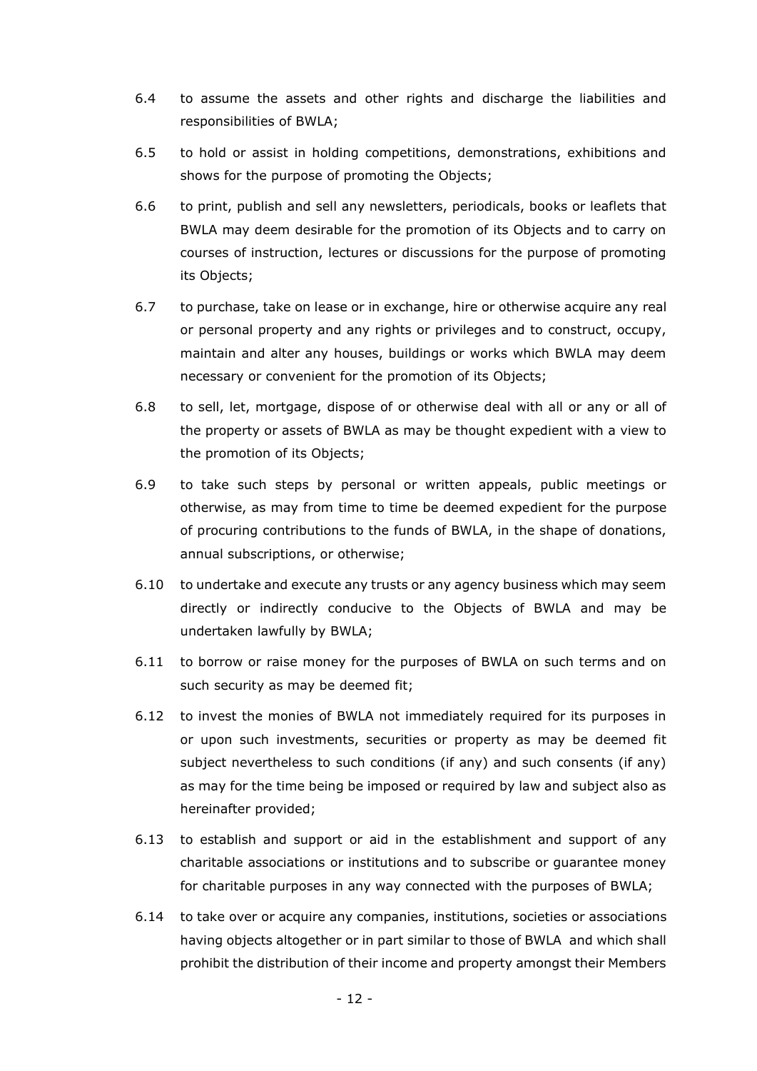6.4 to assume the assets and other rights and discharge the liabilities and responsibilities of BWLA;

6.5 to hold or assist in holding competitions, demonstrations, exhibitions and shows for the purpose of promoting the Objects;

6.6 to print, publish and sell any newsletters, periodicals, books or leaflets that BWLA may deem desirable for the promotion of its Objects and to carry on courses of instruction, lectures or discussions for the purpose of promoting its Objects;

6.7 to purchase, take on lease or in exchange, hire or otherwise acquire any real or personal property and any rights or privileges and to construct, occupy, maintain and alter any houses, buildings or works which BWLA may deem necessary or convenient for the promotion of its Objects;

6.8 to sell, let, mortgage, dispose of or otherwise deal with all or any or all of the property or assets of BWLA as may be thought expedient with a view to the promotion of its Objects;

6.9 to take such steps by personal or written appeals, public meetings or otherwise, as may from time to time be deemed expedient for the purpose of procuring contributions to the funds of BWLA, in the shape of donations, annual subscriptions, or otherwise;

6.10 to undertake and execute any trusts or any agency business which may seem directly or indirectly conducive to the Objects of BWLA and may be undertaken lawfully by BWLA;

6.11 to borrow or raise money for the purposes of BWLA on such terms and on such security as may be deemed fit;

6.12 to invest the monies of BWLA not immediately required for its purposes in or upon such investments, securities or property as may be deemed fit subject nevertheless to such conditions (if any) and such consents (if any) as may for the time being be imposed or required by law and subject also as hereinafter provided;

6.13 to establish and support or aid in the establishment and support of any charitable associations or institutions and to subscribe or guarantee money for charitable purposes in any way connected with the purposes of BWLA;

6.14 to take over or acquire any companies, institutions, societies or associations having objects altogether or in part similar to those of BWLA and which shall prohibit the distribution of their income and property amongst their Members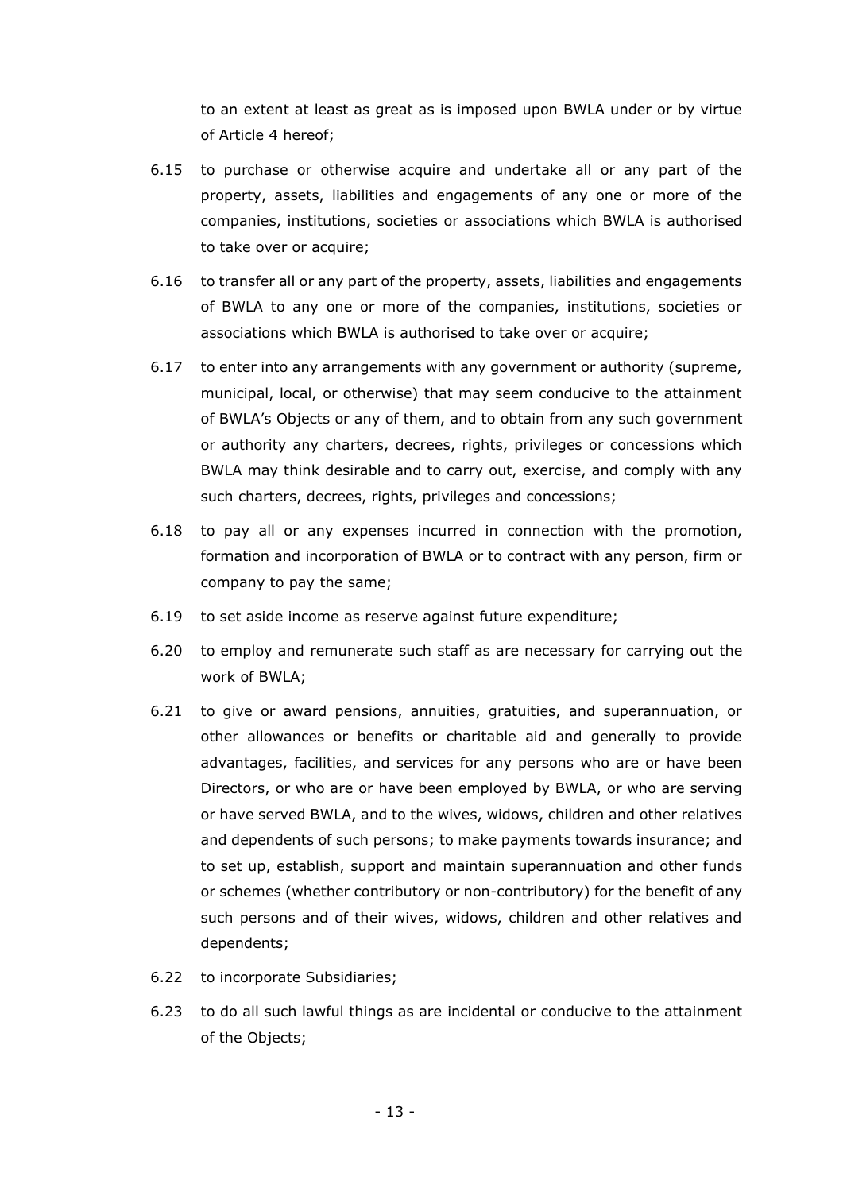to an extent at least as great as is imposed upon BWLA under or by virtue of Article 4 hereof;

6.15 to purchase or otherwise acquire and undertake all or any part of the property, assets, liabilities and engagements of any one or more of the companies, institutions, societies or associations which BWLA is authorised to take over or acquire;

6.16 to transfer all or any part of the property, assets, liabilities and engagements of BWLA to any one or more of the companies, institutions, societies or associations which BWLA is authorised to take over or acquire;

6.17 to enter into any arrangements with any government or authority (supreme, municipal, local, or otherwise) that may seem conducive to the attainment of BWLA's Objects or any of them, and to obtain from any such government or authority any charters, decrees, rights, privileges or concessions which BWLA may think desirable and to carry out, exercise, and comply with any such charters, decrees, rights, privileges and concessions;

6.18 to pay all or any expenses incurred in connection with the promotion, formation and incorporation of BWLA or to contract with any person, firm or company to pay the same;

6.19 to set aside income as reserve against future expenditure;

6.20 to employ and remunerate such staff as are necessary for carrying out the work of BWLA;

6.21 to give or award pensions, annuities, gratuities, and superannuation, or other allowances or benefits or charitable aid and generally to provide advantages, facilities, and services for any persons who are or have been Directors, or who are or have been employed by BWLA, or who are serving or have served BWLA, and to the wives, widows, children and other relatives and dependents of such persons; to make payments towards insurance; and to set up, establish, support and maintain superannuation and other funds or schemes (whether contributory or non-contributory) for the benefit of any such persons and of their wives, widows, children and other relatives and dependents;

6.22 to incorporate Subsidiaries;

6.23 to do all such lawful things as are incidental or conducive to the attainment of the Objects;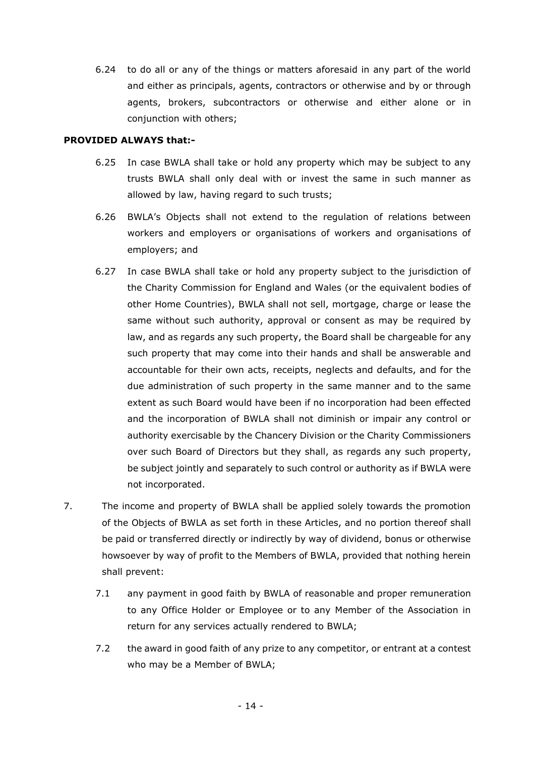6.24 to do all or any of the things or matters aforesaid in any part of the world and either as principals, agents, contractors or otherwise and by or through agents, brokers, subcontractors or otherwise and either alone or in conjunction with others;

**PROVIDED ALWAYS that:-**

6.25 In case BWLA shall take or hold any property which may be subject to any trusts BWLA shall only deal with or invest the same in such manner as allowed by law, having regard to such trusts;

6.26 BWLA's Objects shall not extend to the regulation of relations between workers and employers or organisations of workers and organisations of employers; and

6.27 In case BWLA shall take or hold any property subject to the jurisdiction of the Charity Commission for England and Wales (or the equivalent bodies of other Home Countries), BWLA shall not sell, mortgage, charge or lease the same without such authority, approval or consent as may be required by law, and as regards any such property, the Board shall be chargeable for any such property that may come into their hands and shall be answerable and accountable for their own acts, receipts, neglects and defaults, and for the due administration of such property in the same manner and to the same extent as such Board would have been if no incorporation had been effected and the incorporation of BWLA shall not diminish or impair any control or authority exercisable by the Chancery Division or the Charity Commissioners over such Board of Directors but they shall, as regards any such property, be subject jointly and separately to such control or authority as if BWLA were not incorporated.

7. The income and property of BWLA shall be applied solely towards the promotion of the Objects of BWLA as set forth in these Articles, and no portion thereof shall be paid or transferred directly or indirectly by way of dividend, bonus or otherwise howsoever by way of profit to the Members of BWLA, provided that nothing herein shall prevent:

7.1 any payment in good faith by BWLA of reasonable and proper remuneration to any Office Holder or Employee or to any Member of the Association in return for any services actually rendered to BWLA;

7.2 the award in good faith of any prize to any competitor, or entrant at a contest who may be a Member of BWLA;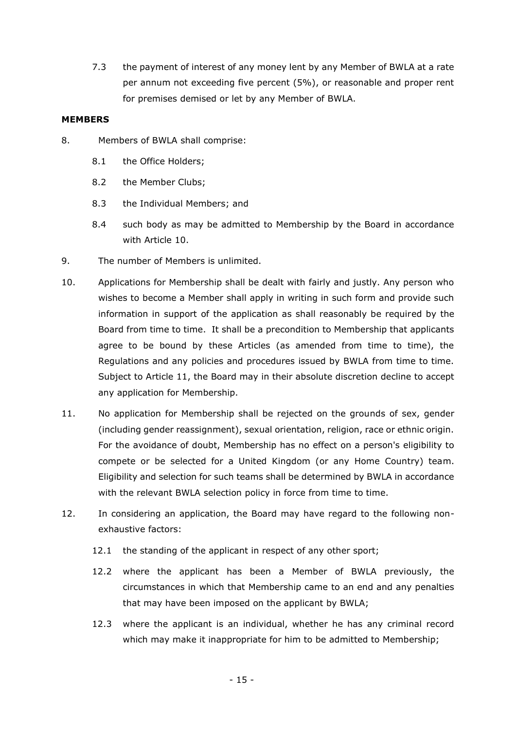7.3 the payment of interest of any money lent by any Member of BWLA at a rate per annum not exceeding five percent (5%), or reasonable and proper rent for premises demised or let by any Member of BWLA.

**MEMBERS**

8. Members of BWLA shall comprise:

   8.1 the Office Holders;

   8.2 the Member Clubs;

   8.3 the Individual Members; and

   8.4 such body as may be admitted to Membership by the Board in accordance with Article 10.

9. The number of Members is unlimited.

10. Applications for Membership shall be dealt with fairly and justly. Any person who wishes to become a Member shall apply in writing in such form and provide such information in support of the application as shall reasonably be required by the Board from time to time. It shall be a precondition to Membership that applicants agree to be bound by these Articles (as amended from time to time), the Regulations and any policies and procedures issued by BWLA from time to time. Subject to Article 11, the Board may in their absolute discretion decline to accept any application for Membership.

11. No application for Membership shall be rejected on the grounds of sex, gender (including gender reassignment), sexual orientation, religion, race or ethnic origin. For the avoidance of doubt, Membership has no effect on a person's eligibility to compete or be selected for a United Kingdom (or any Home Country) team. Eligibility and selection for such teams shall be determined by BWLA in accordance with the relevant BWLA selection policy in force from time to time.

12. In considering an application, the Board may have regard to the following non-exhaustive factors:

   12.1 the standing of the applicant in respect of any other sport;

   12.2 where the applicant has been a Member of BWLA previously, the circumstances in which that Membership came to an end and any penalties that may have been imposed on the applicant by BWLA;

   12.3 where the applicant is an individual, whether he has any criminal record which may make it inappropriate for him to be admitted to Membership;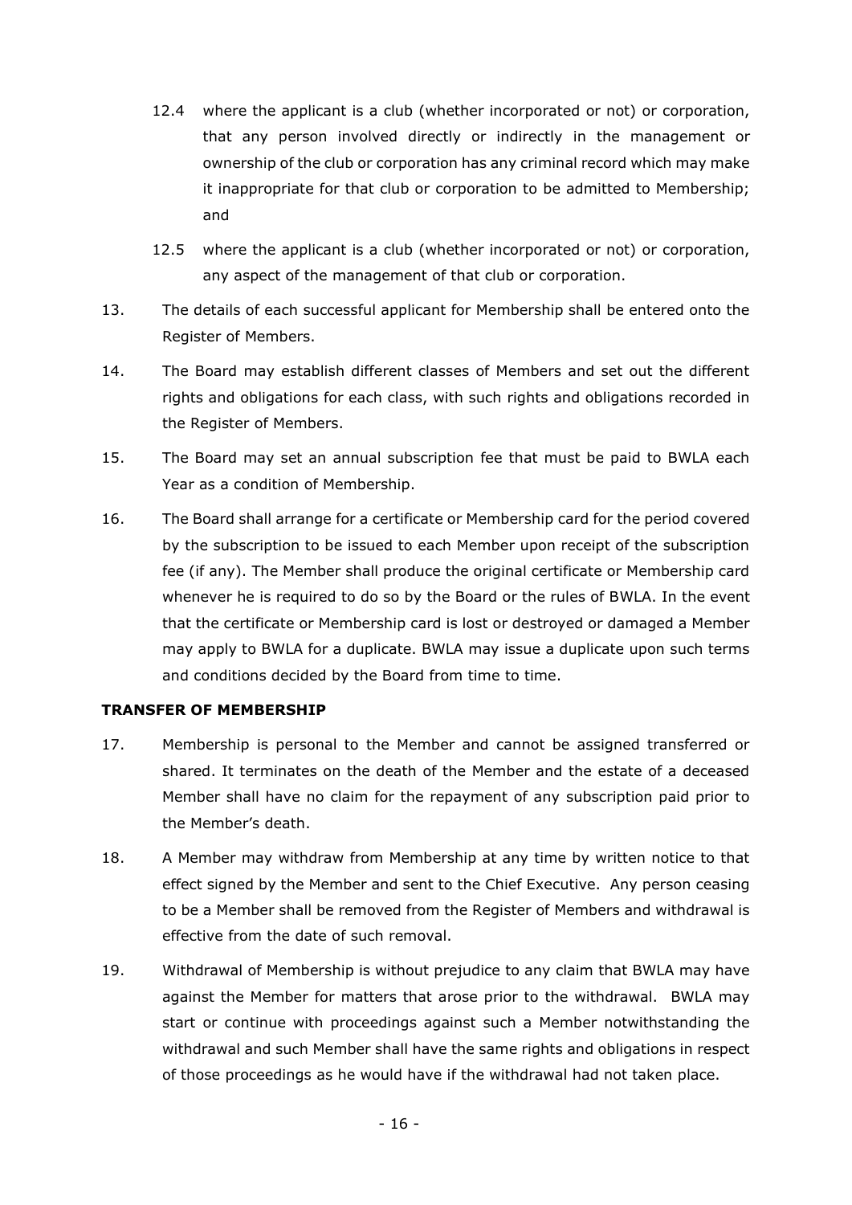12.4 where the applicant is a club (whether incorporated or not) or corporation, that any person involved directly or indirectly in the management or ownership of the club or corporation has any criminal record which may make it inappropriate for that club or corporation to be admitted to Membership; and

12.5 where the applicant is a club (whether incorporated or not) or corporation, any aspect of the management of that club or corporation.

13. The details of each successful applicant for Membership shall be entered onto the Register of Members.

14. The Board may establish different classes of Members and set out the different rights and obligations for each class, with such rights and obligations recorded in the Register of Members.

15. The Board may set an annual subscription fee that must be paid to BWLA each Year as a condition of Membership.

16. The Board shall arrange for a certificate or Membership card for the period covered by the subscription to be issued to each Member upon receipt of the subscription fee (if any). The Member shall produce the original certificate or Membership card whenever he is required to do so by the Board or the rules of BWLA. In the event that the certificate or Membership card is lost or destroyed or damaged a Member may apply to BWLA for a duplicate. BWLA may issue a duplicate upon such terms and conditions decided by the Board from time to time.

**TRANSFER OF MEMBERSHIP**

17. Membership is personal to the Member and cannot be assigned transferred or shared. It terminates on the death of the Member and the estate of a deceased Member shall have no claim for the repayment of any subscription paid prior to the Member's death.

18. A Member may withdraw from Membership at any time by written notice to that effect signed by the Member and sent to the Chief Executive. Any person ceasing to be a Member shall be removed from the Register of Members and withdrawal is effective from the date of such removal.

19. Withdrawal of Membership is without prejudice to any claim that BWLA may have against the Member for matters that arose prior to the withdrawal. BWLA may start or continue with proceedings against such a Member notwithstanding the withdrawal and such Member shall have the same rights and obligations in respect of those proceedings as he would have if the withdrawal had not taken place.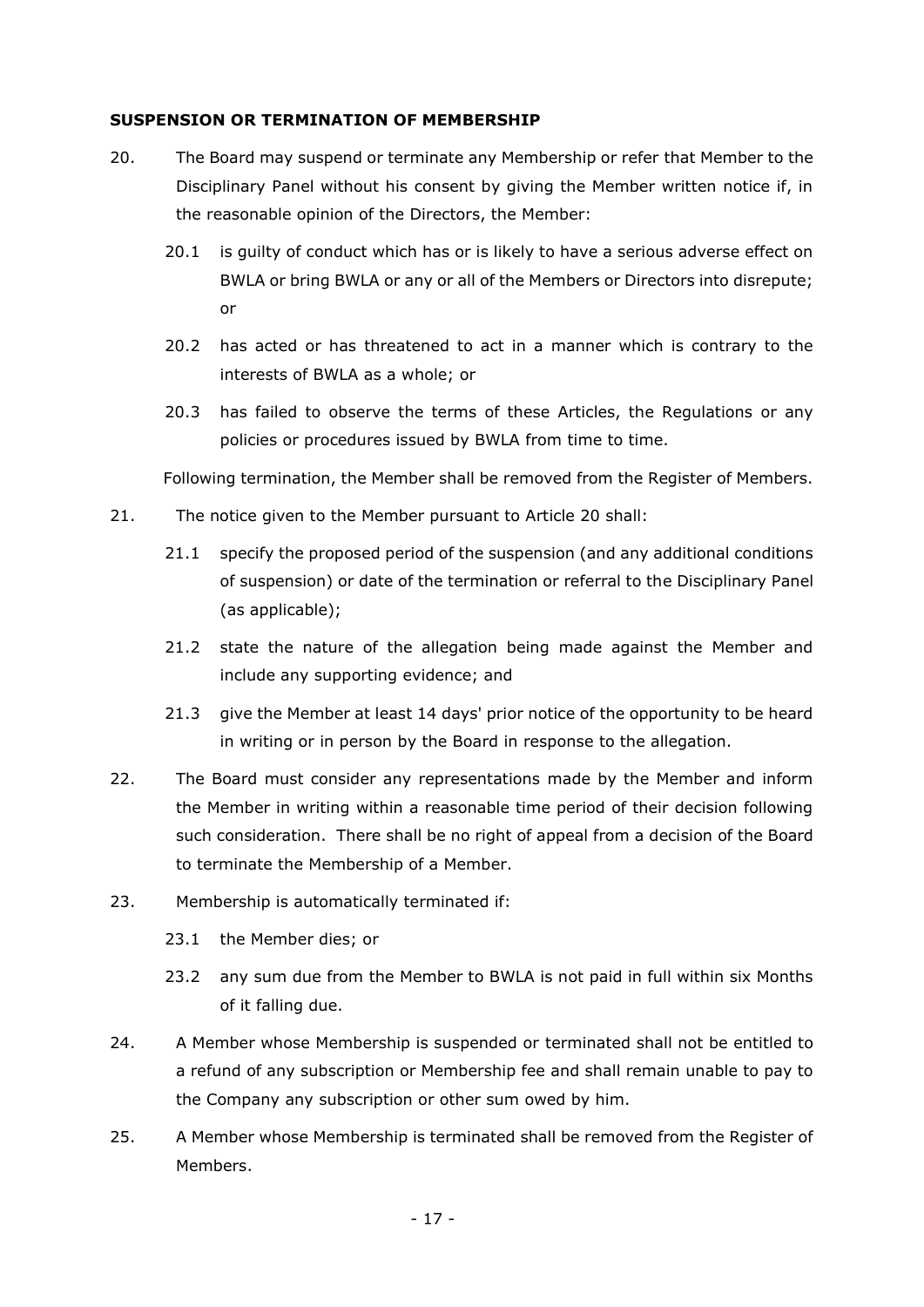**SUSPENSION OR TERMINATION OF MEMBERSHIP**

20. The Board may suspend or terminate any Membership or refer that Member to the Disciplinary Panel without his consent by giving the Member written notice if, in the reasonable opinion of the Directors, the Member:

    20.1 is guilty of conduct which has or is likely to have a serious adverse effect on BWLA or bring BWLA or any or all of the Members or Directors into disrepute; or

    20.2 has acted or has threatened to act in a manner which is contrary to the interests of BWLA as a whole; or

    20.3 has failed to observe the terms of these Articles, the Regulations or any policies or procedures issued by BWLA from time to time.

    Following termination, the Member shall be removed from the Register of Members.

21. The notice given to the Member pursuant to Article 20 shall:

    21.1 specify the proposed period of the suspension (and any additional conditions of suspension) or date of the termination or referral to the Disciplinary Panel (as applicable);

    21.2 state the nature of the allegation being made against the Member and include any supporting evidence; and

    21.3 give the Member at least 14 days' prior notice of the opportunity to be heard in writing or in person by the Board in response to the allegation.

22. The Board must consider any representations made by the Member and inform the Member in writing within a reasonable time period of their decision following such consideration. There shall be no right of appeal from a decision of the Board to terminate the Membership of a Member.

23. Membership is automatically terminated if:

    23.1 the Member dies; or

    23.2 any sum due from the Member to BWLA is not paid in full within six Months of it falling due.

24. A Member whose Membership is suspended or terminated shall not be entitled to a refund of any subscription or Membership fee and shall remain unable to pay to the Company any subscription or other sum owed by him.

25. A Member whose Membership is terminated shall be removed from the Register of Members.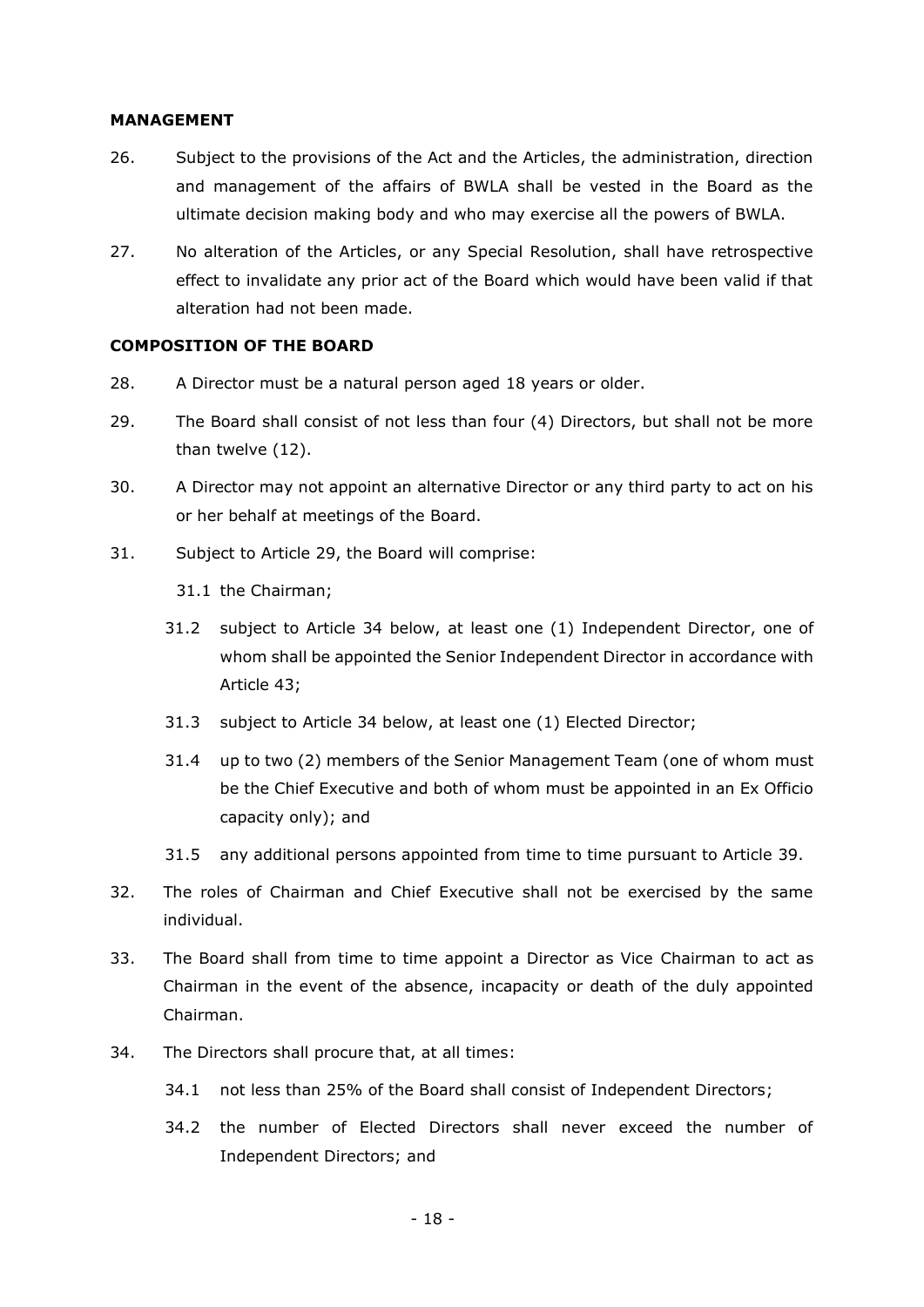**MANAGEMENT**

26. Subject to the provisions of the Act and the Articles, the administration, direction and management of the affairs of BWLA shall be vested in the Board as the ultimate decision making body and who may exercise all the powers of BWLA.

27. No alteration of the Articles, or any Special Resolution, shall have retrospective effect to invalidate any prior act of the Board which would have been valid if that alteration had not been made.

**COMPOSITION OF THE BOARD**

28. A Director must be a natural person aged 18 years or older.

29. The Board shall consist of not less than four (4) Directors, but shall not be more than twelve (12).

30. A Director may not appoint an alternative Director or any third party to act on his or her behalf at meetings of the Board.

31. Subject to Article 29, the Board will comprise:

    31.1 the Chairman;

    31.2 subject to Article 34 below, at least one (1) Independent Director, one of whom shall be appointed the Senior Independent Director in accordance with Article 43;

    31.3 subject to Article 34 below, at least one (1) Elected Director;

    31.4 up to two (2) members of the Senior Management Team (one of whom must be the Chief Executive and both of whom must be appointed in an Ex Officio capacity only); and

    31.5 any additional persons appointed from time to time pursuant to Article 39.

32. The roles of Chairman and Chief Executive shall not be exercised by the same individual.

33. The Board shall from time to time appoint a Director as Vice Chairman to act as Chairman in the event of the absence, incapacity or death of the duly appointed Chairman.

34. The Directors shall procure that, at all times:

    34.1 not less than 25% of the Board shall consist of Independent Directors;

    34.2 the number of Elected Directors shall never exceed the number of Independent Directors; and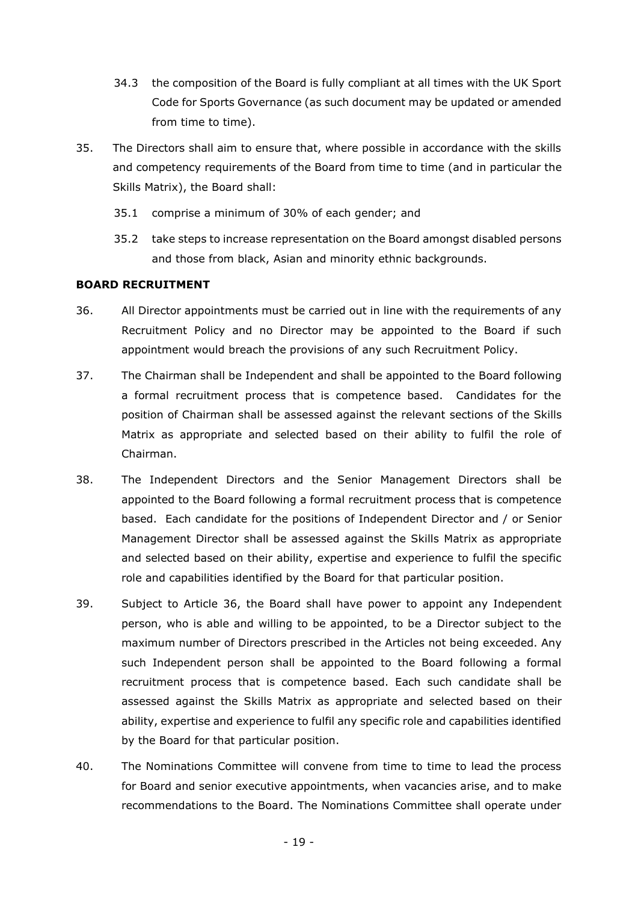34.3 the composition of the Board is fully compliant at all times with the UK Sport Code for Sports Governance (as such document may be updated or amended from time to time).

35. The Directors shall aim to ensure that, where possible in accordance with the skills and competency requirements of the Board from time to time (and in particular the Skills Matrix), the Board shall:

35.1 comprise a minimum of 30% of each gender; and

35.2 take steps to increase representation on the Board amongst disabled persons and those from black, Asian and minority ethnic backgrounds.

**BOARD RECRUITMENT**

36. All Director appointments must be carried out in line with the requirements of any Recruitment Policy and no Director may be appointed to the Board if such appointment would breach the provisions of any such Recruitment Policy.

37. The Chairman shall be Independent and shall be appointed to the Board following a formal recruitment process that is competence based. Candidates for the position of Chairman shall be assessed against the relevant sections of the Skills Matrix as appropriate and selected based on their ability to fulfil the role of Chairman.

38. The Independent Directors and the Senior Management Directors shall be appointed to the Board following a formal recruitment process that is competence based. Each candidate for the positions of Independent Director and / or Senior Management Director shall be assessed against the Skills Matrix as appropriate and selected based on their ability, expertise and experience to fulfil the specific role and capabilities identified by the Board for that particular position.

39. Subject to Article 36, the Board shall have power to appoint any Independent person, who is able and willing to be appointed, to be a Director subject to the maximum number of Directors prescribed in the Articles not being exceeded. Any such Independent person shall be appointed to the Board following a formal recruitment process that is competence based. Each such candidate shall be assessed against the Skills Matrix as appropriate and selected based on their ability, expertise and experience to fulfil any specific role and capabilities identified by the Board for that particular position.

40. The Nominations Committee will convene from time to time to lead the process for Board and senior executive appointments, when vacancies arise, and to make recommendations to the Board. The Nominations Committee shall operate under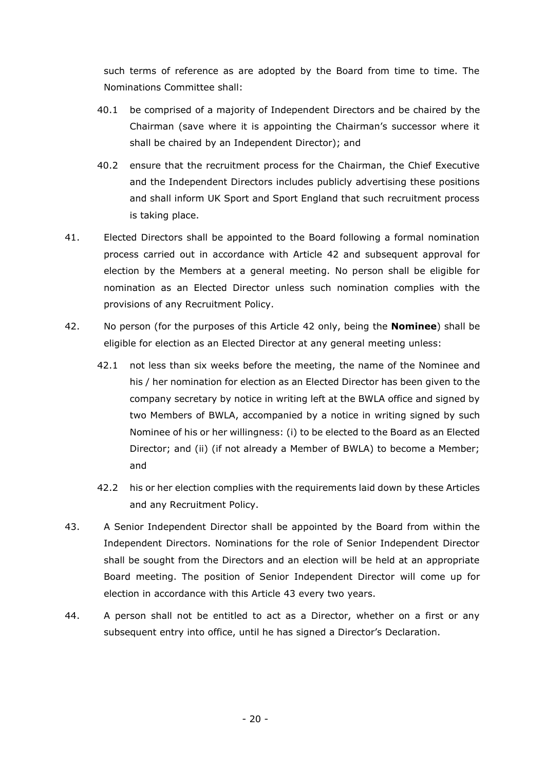such terms of reference as are adopted by the Board from time to time. The Nominations Committee shall:

40.1 be comprised of a majority of Independent Directors and be chaired by the Chairman (save where it is appointing the Chairman's successor where it shall be chaired by an Independent Director); and

40.2 ensure that the recruitment process for the Chairman, the Chief Executive and the Independent Directors includes publicly advertising these positions and shall inform UK Sport and Sport England that such recruitment process is taking place.

41. Elected Directors shall be appointed to the Board following a formal nomination process carried out in accordance with Article 42 and subsequent approval for election by the Members at a general meeting. No person shall be eligible for nomination as an Elected Director unless such nomination complies with the provisions of any Recruitment Policy.

42. No person (for the purposes of this Article 42 only, being the **Nominee**) shall be eligible for election as an Elected Director at any general meeting unless:

42.1 not less than six weeks before the meeting, the name of the Nominee and his / her nomination for election as an Elected Director has been given to the company secretary by notice in writing left at the BWLA office and signed by two Members of BWLA, accompanied by a notice in writing signed by such Nominee of his or her willingness: (i) to be elected to the Board as an Elected Director; and (ii) (if not already a Member of BWLA) to become a Member; and

42.2 his or her election complies with the requirements laid down by these Articles and any Recruitment Policy.

43. A Senior Independent Director shall be appointed by the Board from within the Independent Directors. Nominations for the role of Senior Independent Director shall be sought from the Directors and an election will be held at an appropriate Board meeting. The position of Senior Independent Director will come up for election in accordance with this Article 43 every two years.

44. A person shall not be entitled to act as a Director, whether on a first or any subsequent entry into office, until he has signed a Director's Declaration.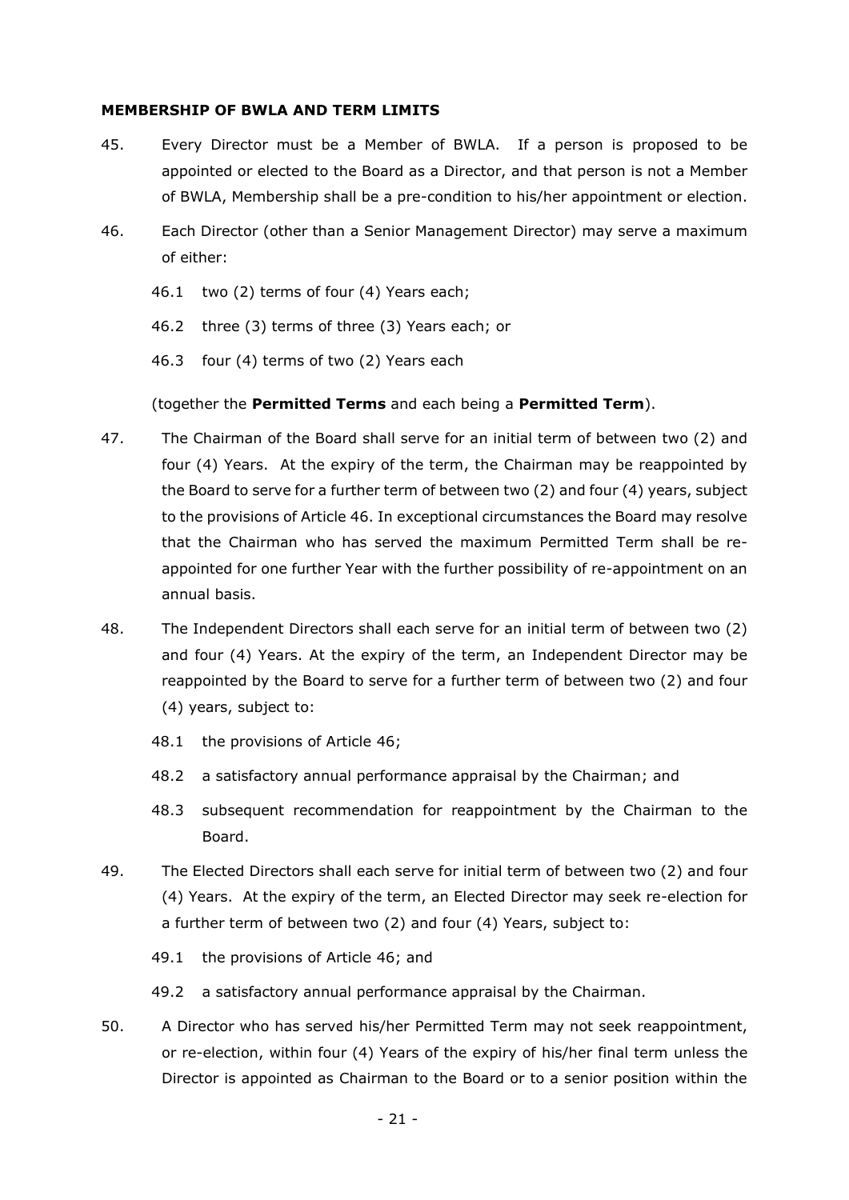**MEMBERSHIP OF BWLA AND TERM LIMITS**

45. Every Director must be a Member of BWLA. If a person is proposed to be appointed or elected to the Board as a Director, and that person is not a Member of BWLA, Membership shall be a pre-condition to his/her appointment or election.

46. Each Director (other than a Senior Management Director) may serve a maximum of either:

    46.1 two (2) terms of four (4) Years each;

    46.2 three (3) terms of three (3) Years each; or

    46.3 four (4) terms of two (2) Years each

    (together the **Permitted Terms** and each being a **Permitted Term**).

47. The Chairman of the Board shall serve for an initial term of between two (2) and four (4) Years. At the expiry of the term, the Chairman may be reappointed by the Board to serve for a further term of between two (2) and four (4) years, subject to the provisions of Article 46. In exceptional circumstances the Board may resolve that the Chairman who has served the maximum Permitted Term shall be re-appointed for one further Year with the further possibility of re-appointment on an annual basis.

48. The Independent Directors shall each serve for an initial term of between two (2) and four (4) Years. At the expiry of the term, an Independent Director may be reappointed by the Board to serve for a further term of between two (2) and four (4) years, subject to:

    48.1 the provisions of Article 46;

    48.2 a satisfactory annual performance appraisal by the Chairman; and

    48.3 subsequent recommendation for reappointment by the Chairman to the Board.

49. The Elected Directors shall each serve for initial term of between two (2) and four (4) Years. At the expiry of the term, an Elected Director may seek re-election for a further term of between two (2) and four (4) Years, subject to:

    49.1 the provisions of Article 46; and

    49.2 a satisfactory annual performance appraisal by the Chairman.

50. A Director who has served his/her Permitted Term may not seek reappointment, or re-election, within four (4) Years of the expiry of his/her final term unless the Director is appointed as Chairman to the Board or to a senior position within the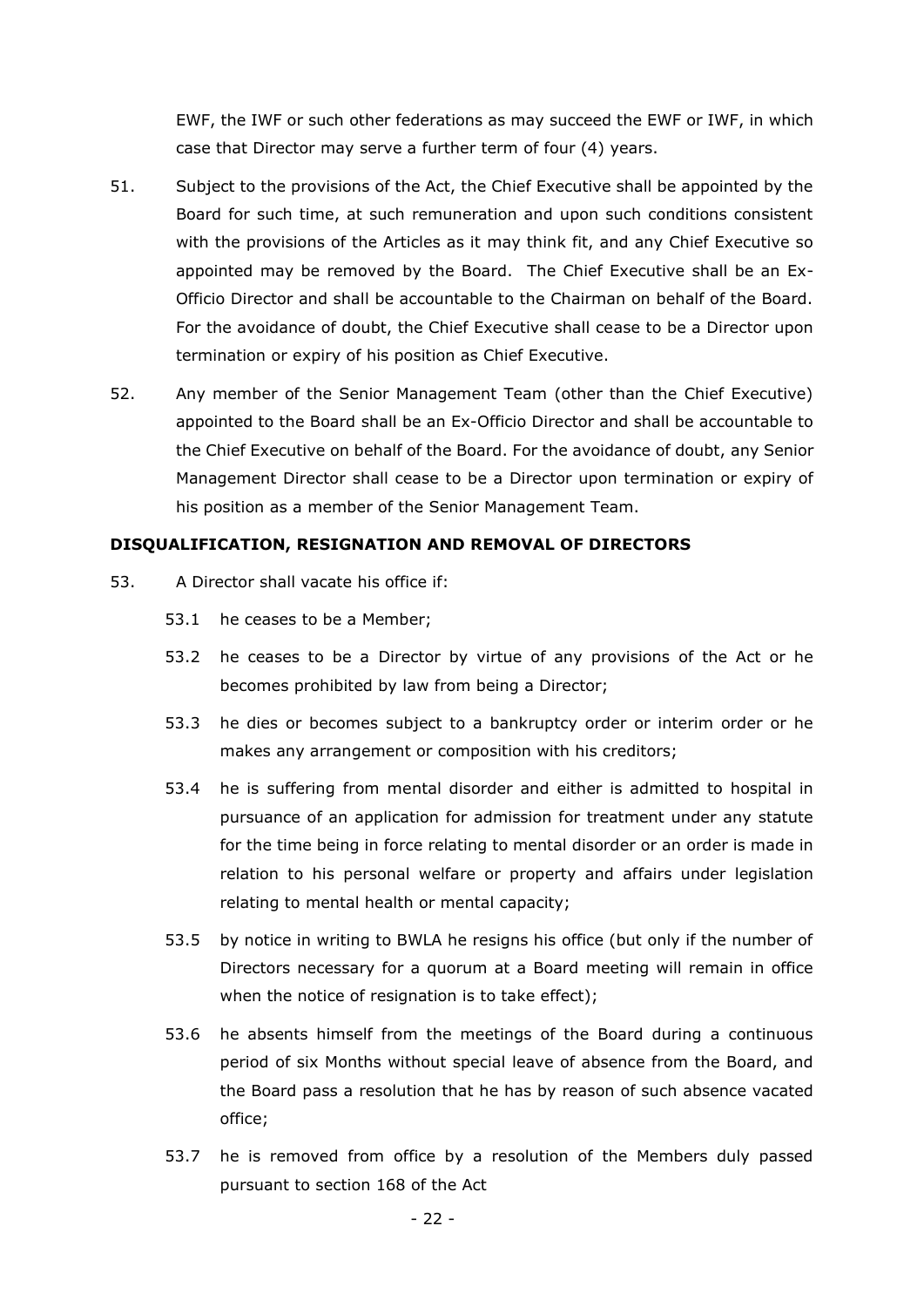EWF, the IWF or such other federations as may succeed the EWF or IWF, in which case that Director may serve a further term of four (4) years.

51. Subject to the provisions of the Act, the Chief Executive shall be appointed by the Board for such time, at such remuneration and upon such conditions consistent with the provisions of the Articles as it may think fit, and any Chief Executive so appointed may be removed by the Board. The Chief Executive shall be an Ex-Officio Director and shall be accountable to the Chairman on behalf of the Board. For the avoidance of doubt, the Chief Executive shall cease to be a Director upon termination or expiry of his position as Chief Executive.

52. Any member of the Senior Management Team (other than the Chief Executive) appointed to the Board shall be an Ex-Officio Director and shall be accountable to the Chief Executive on behalf of the Board. For the avoidance of doubt, any Senior Management Director shall cease to be a Director upon termination or expiry of his position as a member of the Senior Management Team.

**DISQUALIFICATION, RESIGNATION AND REMOVAL OF DIRECTORS**

53. A Director shall vacate his office if:

    53.1 he ceases to be a Member;

    53.2 he ceases to be a Director by virtue of any provisions of the Act or he becomes prohibited by law from being a Director;

    53.3 he dies or becomes subject to a bankruptcy order or interim order or he makes any arrangement or composition with his creditors;

    53.4 he is suffering from mental disorder and either is admitted to hospital in pursuance of an application for admission for treatment under any statute for the time being in force relating to mental disorder or an order is made in relation to his personal welfare or property and affairs under legislation relating to mental health or mental capacity;

    53.5 by notice in writing to BWLA he resigns his office (but only if the number of Directors necessary for a quorum at a Board meeting will remain in office when the notice of resignation is to take effect);

    53.6 he absents himself from the meetings of the Board during a continuous period of six Months without special leave of absence from the Board, and the Board pass a resolution that he has by reason of such absence vacated office;

    53.7 he is removed from office by a resolution of the Members duly passed pursuant to section 168 of the Act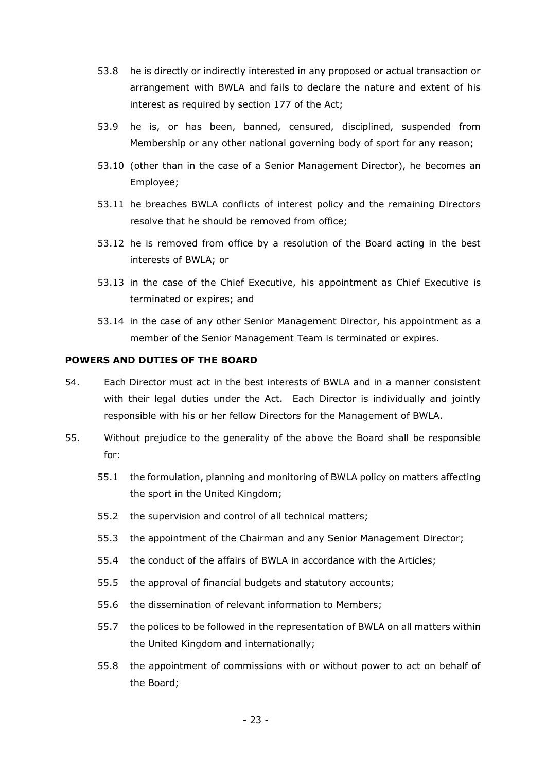53.8 he is directly or indirectly interested in any proposed or actual transaction or arrangement with BWLA and fails to declare the nature and extent of his interest as required by section 177 of the Act;

53.9 he is, or has been, banned, censured, disciplined, suspended from Membership or any other national governing body of sport for any reason;

53.10 (other than in the case of a Senior Management Director), he becomes an Employee;

53.11 he breaches BWLA conflicts of interest policy and the remaining Directors resolve that he should be removed from office;

53.12 he is removed from office by a resolution of the Board acting in the best interests of BWLA; or

53.13 in the case of the Chief Executive, his appointment as Chief Executive is terminated or expires; and

53.14 in the case of any other Senior Management Director, his appointment as a member of the Senior Management Team is terminated or expires.

**POWERS AND DUTIES OF THE BOARD**

54. Each Director must act in the best interests of BWLA and in a manner consistent with their legal duties under the Act. Each Director is individually and jointly responsible with his or her fellow Directors for the Management of BWLA.

55. Without prejudice to the generality of the above the Board shall be responsible for:

55.1 the formulation, planning and monitoring of BWLA policy on matters affecting the sport in the United Kingdom;

55.2 the supervision and control of all technical matters;

55.3 the appointment of the Chairman and any Senior Management Director;

55.4 the conduct of the affairs of BWLA in accordance with the Articles;

55.5 the approval of financial budgets and statutory accounts;

55.6 the dissemination of relevant information to Members;

55.7 the polices to be followed in the representation of BWLA on all matters within the United Kingdom and internationally;

55.8 the appointment of commissions with or without power to act on behalf of the Board;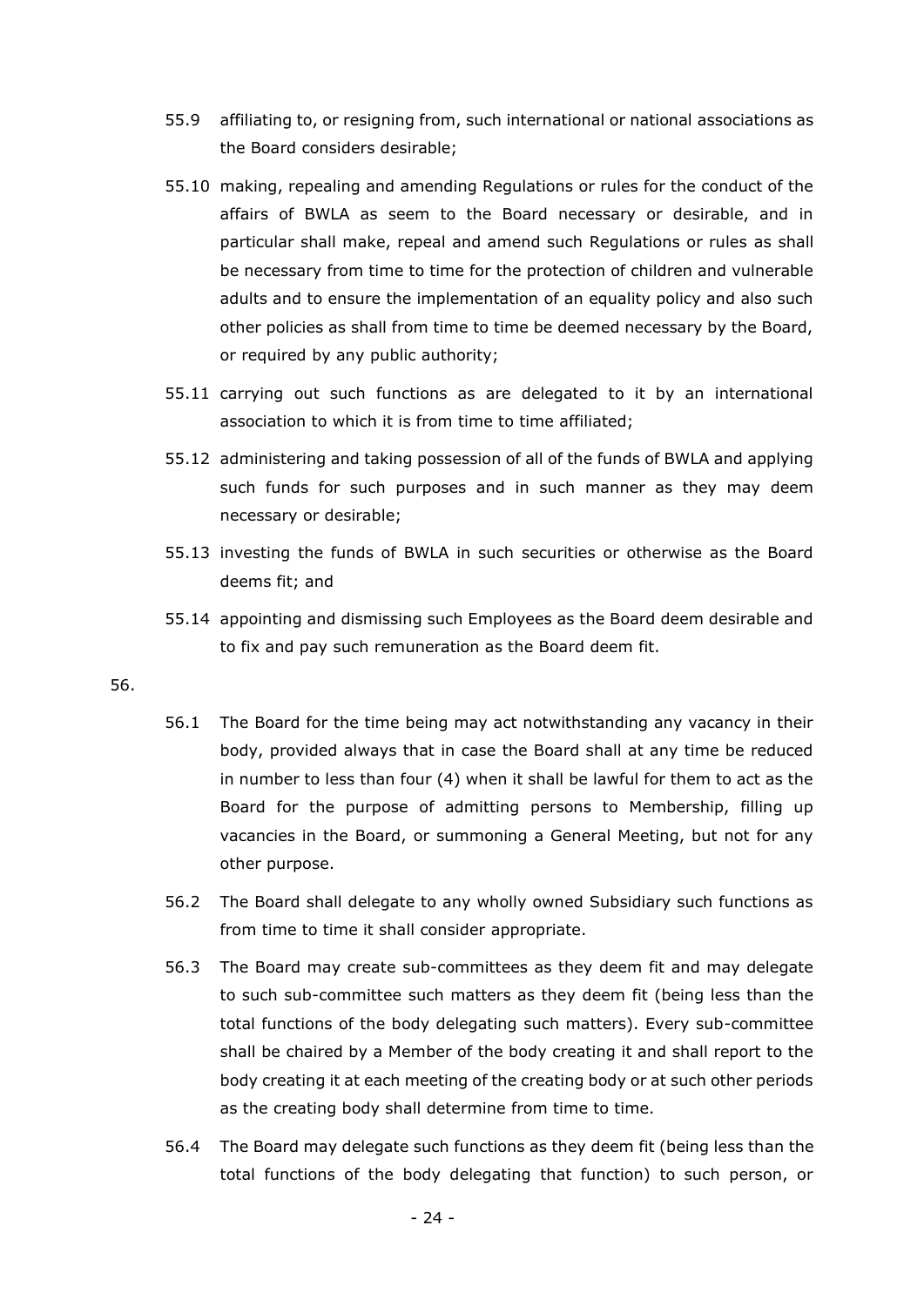55.9 affiliating to, or resigning from, such international or national associations as the Board considers desirable;

55.10 making, repealing and amending Regulations or rules for the conduct of the affairs of BWLA as seem to the Board necessary or desirable, and in particular shall make, repeal and amend such Regulations or rules as shall be necessary from time to time for the protection of children and vulnerable adults and to ensure the implementation of an equality policy and also such other policies as shall from time to time be deemed necessary by the Board, or required by any public authority;

55.11 carrying out such functions as are delegated to it by an international association to which it is from time to time affiliated;

55.12 administering and taking possession of all of the funds of BWLA and applying such funds for such purposes and in such manner as they may deem necessary or desirable;

55.13 investing the funds of BWLA in such securities or otherwise as the Board deems fit; and

55.14 appointing and dismissing such Employees as the Board deem desirable and to fix and pay such remuneration as the Board deem fit.

56.

56.1 The Board for the time being may act notwithstanding any vacancy in their body, provided always that in case the Board shall at any time be reduced in number to less than four (4) when it shall be lawful for them to act as the Board for the purpose of admitting persons to Membership, filling up vacancies in the Board, or summoning a General Meeting, but not for any other purpose.

56.2 The Board shall delegate to any wholly owned Subsidiary such functions as from time to time it shall consider appropriate.

56.3 The Board may create sub-committees as they deem fit and may delegate to such sub-committee such matters as they deem fit (being less than the total functions of the body delegating such matters). Every sub-committee shall be chaired by a Member of the body creating it and shall report to the body creating it at each meeting of the creating body or at such other periods as the creating body shall determine from time to time.

56.4 The Board may delegate such functions as they deem fit (being less than the total functions of the body delegating that function) to such person, or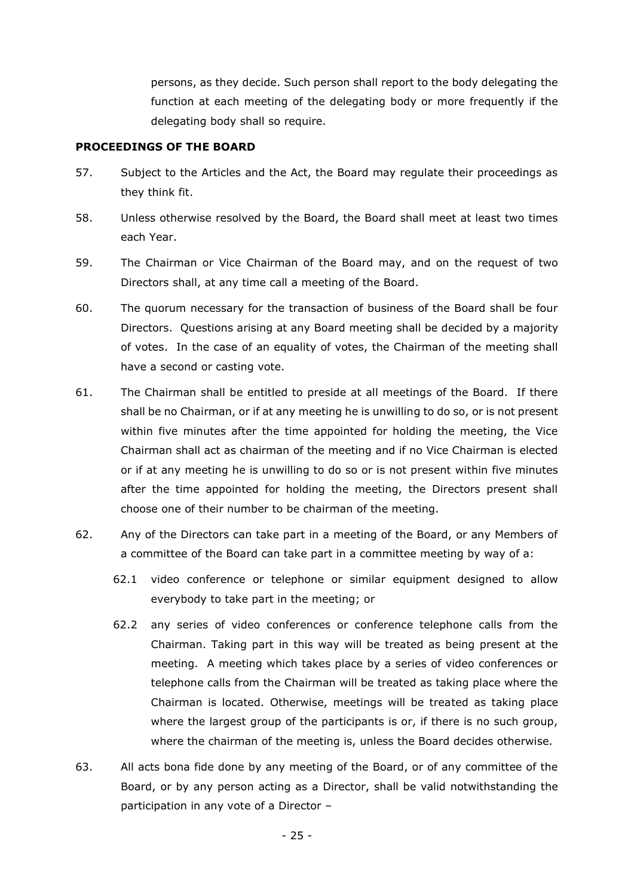persons, as they decide. Such person shall report to the body delegating the function at each meeting of the delegating body or more frequently if the delegating body shall so require.

**PROCEEDINGS OF THE BOARD**

57. Subject to the Articles and the Act, the Board may regulate their proceedings as they think fit.

58. Unless otherwise resolved by the Board, the Board shall meet at least two times each Year.

59. The Chairman or Vice Chairman of the Board may, and on the request of two Directors shall, at any time call a meeting of the Board.

60. The quorum necessary for the transaction of business of the Board shall be four Directors. Questions arising at any Board meeting shall be decided by a majority of votes. In the case of an equality of votes, the Chairman of the meeting shall have a second or casting vote.

61. The Chairman shall be entitled to preside at all meetings of the Board. If there shall be no Chairman, or if at any meeting he is unwilling to do so, or is not present within five minutes after the time appointed for holding the meeting, the Vice Chairman shall act as chairman of the meeting and if no Vice Chairman is elected or if at any meeting he is unwilling to do so or is not present within five minutes after the time appointed for holding the meeting, the Directors present shall choose one of their number to be chairman of the meeting.

62. Any of the Directors can take part in a meeting of the Board, or any Members of a committee of the Board can take part in a committee meeting by way of a:

    62.1 video conference or telephone or similar equipment designed to allow everybody to take part in the meeting; or

    62.2 any series of video conferences or conference telephone calls from the Chairman. Taking part in this way will be treated as being present at the meeting. A meeting which takes place by a series of video conferences or telephone calls from the Chairman will be treated as taking place where the Chairman is located. Otherwise, meetings will be treated as taking place where the largest group of the participants is or, if there is no such group, where the chairman of the meeting is, unless the Board decides otherwise.

63. All acts bona fide done by any meeting of the Board, or of any committee of the Board, or by any person acting as a Director, shall be valid notwithstanding the participation in any vote of a Director –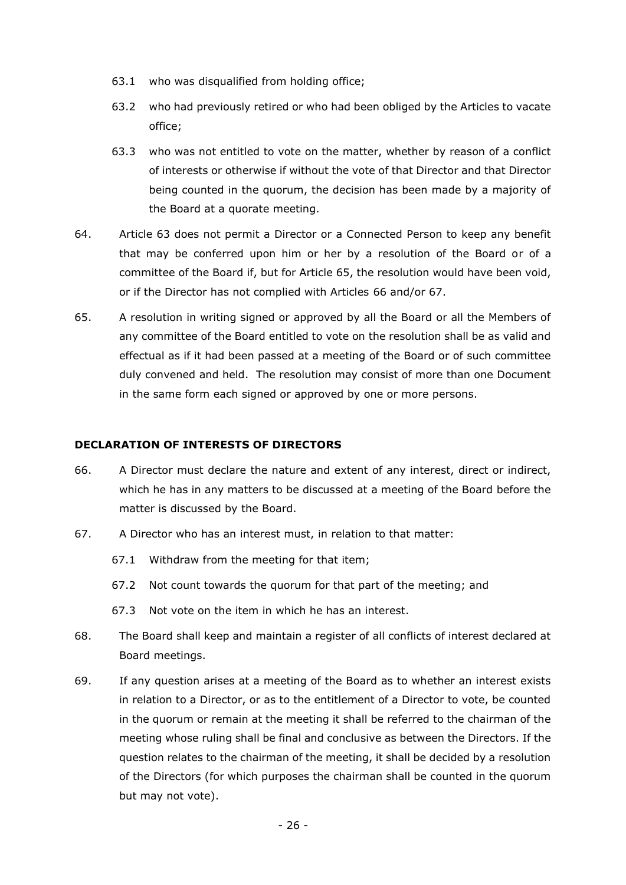63.1 who was disqualified from holding office;

63.2 who had previously retired or who had been obliged by the Articles to vacate office;

63.3 who was not entitled to vote on the matter, whether by reason of a conflict of interests or otherwise if without the vote of that Director and that Director being counted in the quorum, the decision has been made by a majority of the Board at a quorate meeting.

64. Article 63 does not permit a Director or a Connected Person to keep any benefit that may be conferred upon him or her by a resolution of the Board or of a committee of the Board if, but for Article 65, the resolution would have been void, or if the Director has not complied with Articles 66 and/or 67.

65. A resolution in writing signed or approved by all the Board or all the Members of any committee of the Board entitled to vote on the resolution shall be as valid and effectual as if it had been passed at a meeting of the Board or of such committee duly convened and held. The resolution may consist of more than one Document in the same form each signed or approved by one or more persons.

## DECLARATION OF INTERESTS OF DIRECTORS

66. A Director must declare the nature and extent of any interest, direct or indirect, which he has in any matters to be discussed at a meeting of the Board before the matter is discussed by the Board.

67. A Director who has an interest must, in relation to that matter:

67.1 Withdraw from the meeting for that item;

67.2 Not count towards the quorum for that part of the meeting; and

67.3 Not vote on the item in which he has an interest.

68. The Board shall keep and maintain a register of all conflicts of interest declared at Board meetings.

69. If any question arises at a meeting of the Board as to whether an interest exists in relation to a Director, or as to the entitlement of a Director to vote, be counted in the quorum or remain at the meeting it shall be referred to the chairman of the meeting whose ruling shall be final and conclusive as between the Directors. If the question relates to the chairman of the meeting, it shall be decided by a resolution of the Directors (for which purposes the chairman shall be counted in the quorum but may not vote).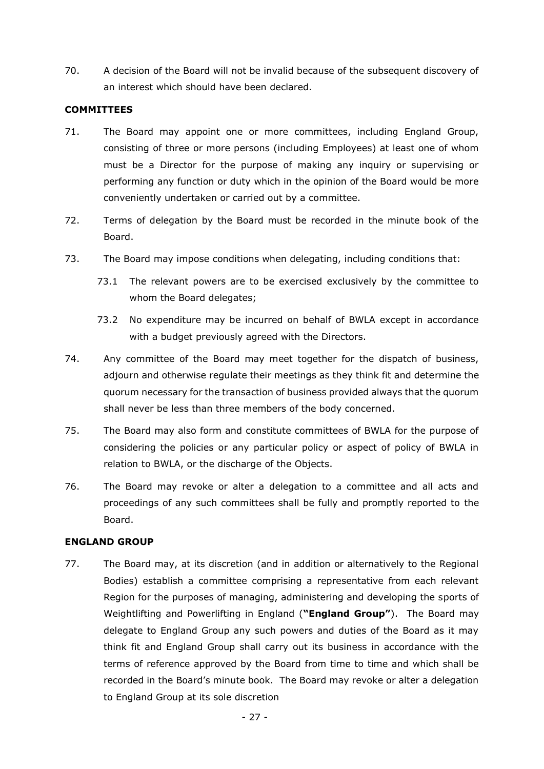70. A decision of the Board will not be invalid because of the subsequent discovery of an interest which should have been declared.

**COMMITTEES**

71. The Board may appoint one or more committees, including England Group, consisting of three or more persons (including Employees) at least one of whom must be a Director for the purpose of making any inquiry or supervising or performing any function or duty which in the opinion of the Board would be more conveniently undertaken or carried out by a committee.

72. Terms of delegation by the Board must be recorded in the minute book of the Board.

73. The Board may impose conditions when delegating, including conditions that:

    73.1 The relevant powers are to be exercised exclusively by the committee to whom the Board delegates;

    73.2 No expenditure may be incurred on behalf of BWLA except in accordance with a budget previously agreed with the Directors.

74. Any committee of the Board may meet together for the dispatch of business, adjourn and otherwise regulate their meetings as they think fit and determine the quorum necessary for the transaction of business provided always that the quorum shall never be less than three members of the body concerned.

75. The Board may also form and constitute committees of BWLA for the purpose of considering the policies or any particular policy or aspect of policy of BWLA in relation to BWLA, or the discharge of the Objects.

76. The Board may revoke or alter a delegation to a committee and all acts and proceedings of any such committees shall be fully and promptly reported to the Board.

**ENGLAND GROUP**

77. The Board may, at its discretion (and in addition or alternatively to the Regional Bodies) establish a committee comprising a representative from each relevant Region for the purposes of managing, administering and developing the sports of Weightlifting and Powerlifting in England (**"England Group"**). The Board may delegate to England Group any such powers and duties of the Board as it may think fit and England Group shall carry out its business in accordance with the terms of reference approved by the Board from time to time and which shall be recorded in the Board's minute book. The Board may revoke or alter a delegation to England Group at its sole discretion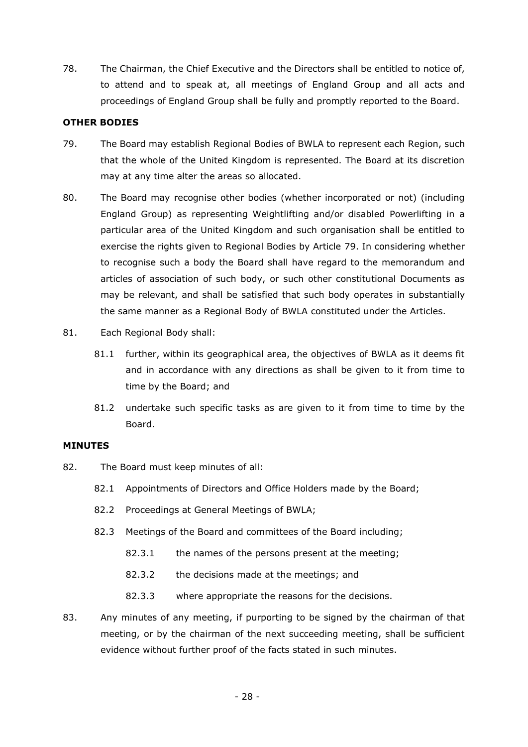78. The Chairman, the Chief Executive and the Directors shall be entitled to notice of, to attend and to speak at, all meetings of England Group and all acts and proceedings of England Group shall be fully and promptly reported to the Board.

**OTHER BODIES**

79. The Board may establish Regional Bodies of BWLA to represent each Region, such that the whole of the United Kingdom is represented. The Board at its discretion may at any time alter the areas so allocated.

80. The Board may recognise other bodies (whether incorporated or not) (including England Group) as representing Weightlifting and/or disabled Powerlifting in a particular area of the United Kingdom and such organisation shall be entitled to exercise the rights given to Regional Bodies by Article 79. In considering whether to recognise such a body the Board shall have regard to the memorandum and articles of association of such body, or such other constitutional Documents as may be relevant, and shall be satisfied that such body operates in substantially the same manner as a Regional Body of BWLA constituted under the Articles.

81. Each Regional Body shall:

    81.1 further, within its geographical area, the objectives of BWLA as it deems fit and in accordance with any directions as shall be given to it from time to time by the Board; and

    81.2 undertake such specific tasks as are given to it from time to time by the Board.

**MINUTES**

82. The Board must keep minutes of all:

    82.1 Appointments of Directors and Office Holders made by the Board;

    82.2 Proceedings at General Meetings of BWLA;

    82.3 Meetings of the Board and committees of the Board including;

        82.3.1 the names of the persons present at the meeting;

        82.3.2 the decisions made at the meetings; and

        82.3.3 where appropriate the reasons for the decisions.

83. Any minutes of any meeting, if purporting to be signed by the chairman of that meeting, or by the chairman of the next succeeding meeting, shall be sufficient evidence without further proof of the facts stated in such minutes.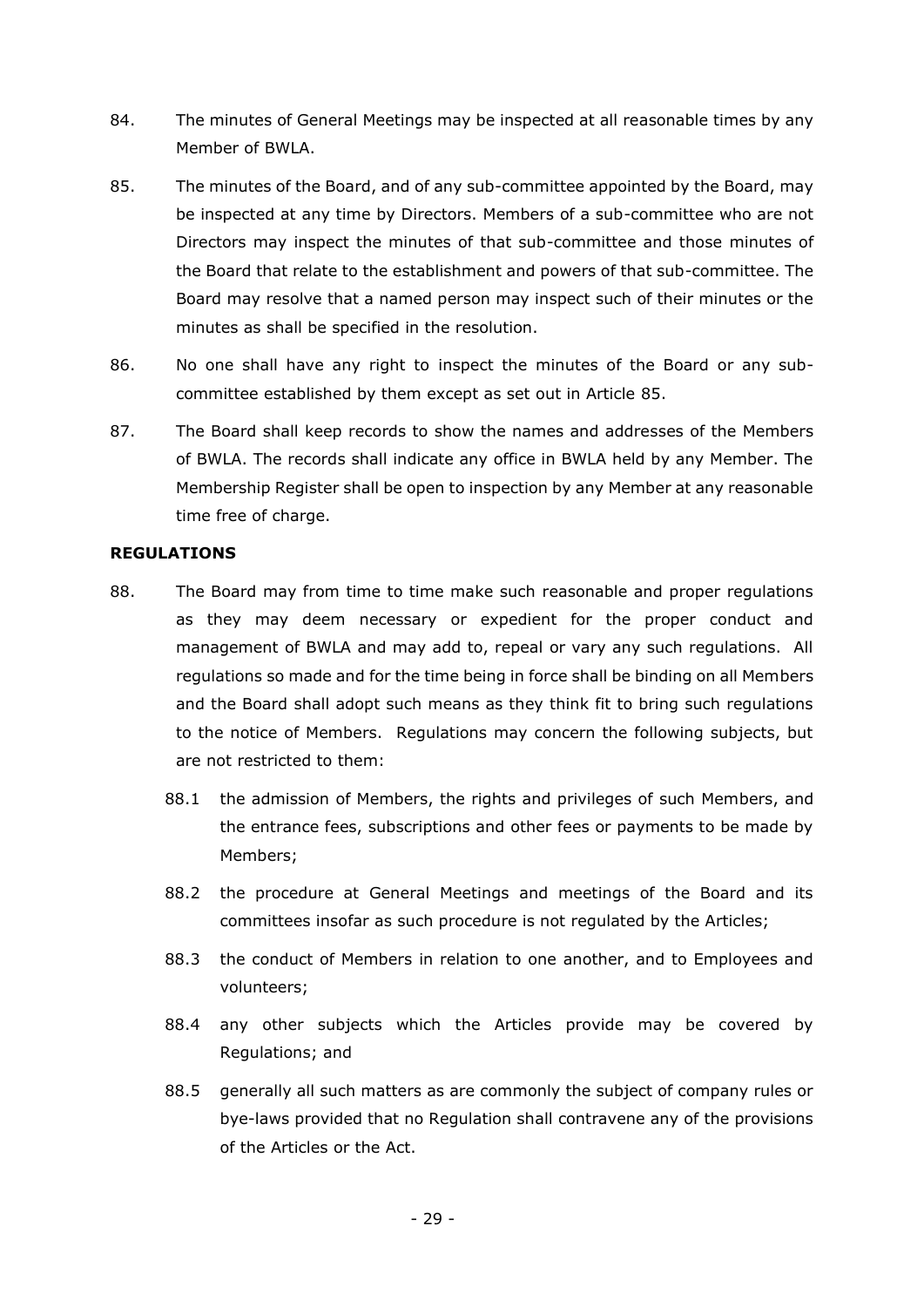84. The minutes of General Meetings may be inspected at all reasonable times by any Member of BWLA.

85. The minutes of the Board, and of any sub-committee appointed by the Board, may be inspected at any time by Directors. Members of a sub-committee who are not Directors may inspect the minutes of that sub-committee and those minutes of the Board that relate to the establishment and powers of that sub-committee. The Board may resolve that a named person may inspect such of their minutes or the minutes as shall be specified in the resolution.

86. No one shall have any right to inspect the minutes of the Board or any sub-committee established by them except as set out in Article 85.

87. The Board shall keep records to show the names and addresses of the Members of BWLA. The records shall indicate any office in BWLA held by any Member. The Membership Register shall be open to inspection by any Member at any reasonable time free of charge.

**REGULATIONS**

88. The Board may from time to time make such reasonable and proper regulations as they may deem necessary or expedient for the proper conduct and management of BWLA and may add to, repeal or vary any such regulations. All regulations so made and for the time being in force shall be binding on all Members and the Board shall adopt such means as they think fit to bring such regulations to the notice of Members. Regulations may concern the following subjects, but are not restricted to them:

    88.1 the admission of Members, the rights and privileges of such Members, and the entrance fees, subscriptions and other fees or payments to be made by Members;

    88.2 the procedure at General Meetings and meetings of the Board and its committees insofar as such procedure is not regulated by the Articles;

    88.3 the conduct of Members in relation to one another, and to Employees and volunteers;

    88.4 any other subjects which the Articles provide may be covered by Regulations; and

    88.5 generally all such matters as are commonly the subject of company rules or bye-laws provided that no Regulation shall contravene any of the provisions of the Articles or the Act.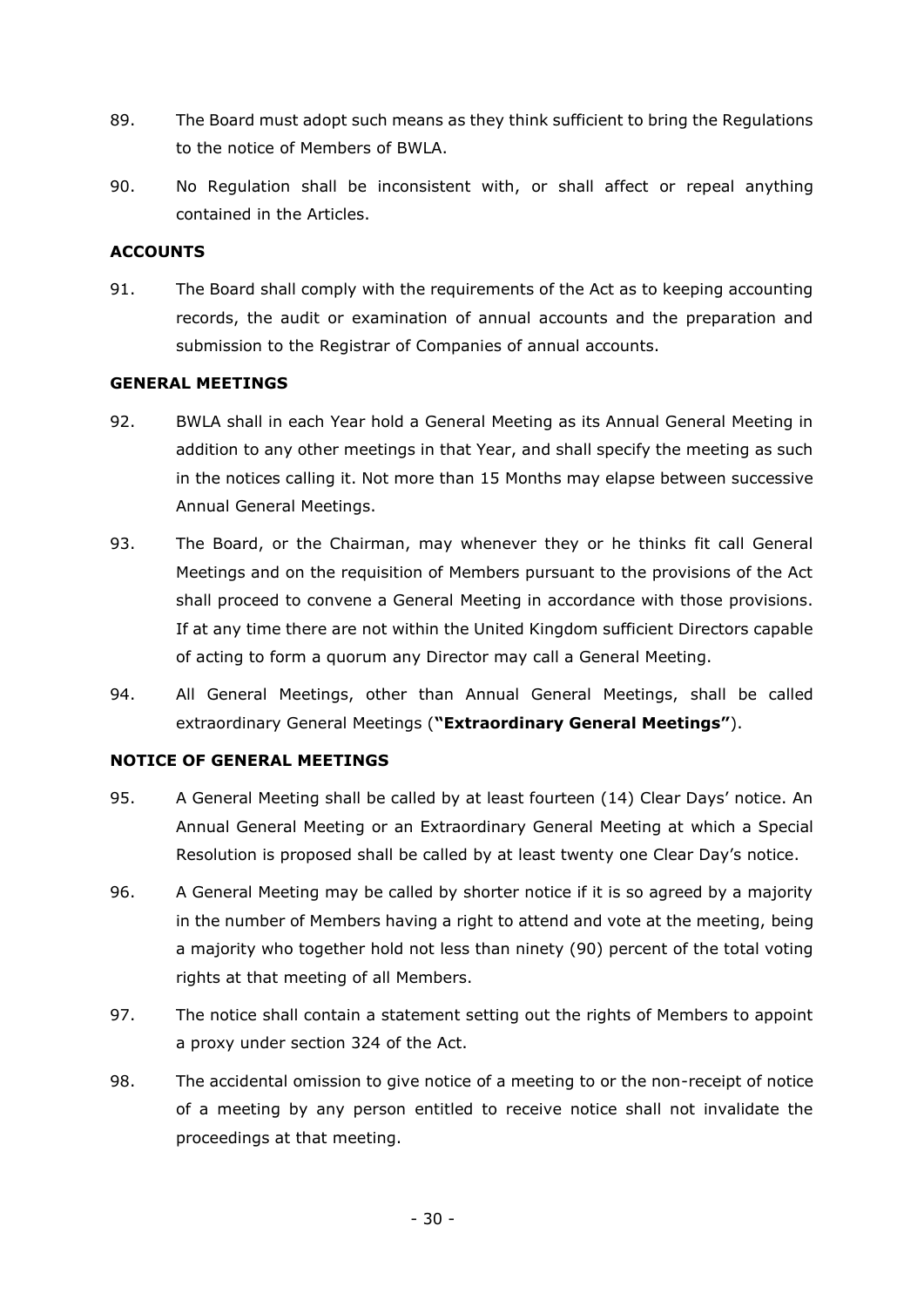89. The Board must adopt such means as they think sufficient to bring the Regulations to the notice of Members of BWLA.

90. No Regulation shall be inconsistent with, or shall affect or repeal anything contained in the Articles.

**ACCOUNTS**

91. The Board shall comply with the requirements of the Act as to keeping accounting records, the audit or examination of annual accounts and the preparation and submission to the Registrar of Companies of annual accounts.

**GENERAL MEETINGS**

92. BWLA shall in each Year hold a General Meeting as its Annual General Meeting in addition to any other meetings in that Year, and shall specify the meeting as such in the notices calling it. Not more than 15 Months may elapse between successive Annual General Meetings.

93. The Board, or the Chairman, may whenever they or he thinks fit call General Meetings and on the requisition of Members pursuant to the provisions of the Act shall proceed to convene a General Meeting in accordance with those provisions. If at any time there are not within the United Kingdom sufficient Directors capable of acting to form a quorum any Director may call a General Meeting.

94. All General Meetings, other than Annual General Meetings, shall be called extraordinary General Meetings (**"Extraordinary General Meetings"**).

**NOTICE OF GENERAL MEETINGS**

95. A General Meeting shall be called by at least fourteen (14) Clear Days' notice. An Annual General Meeting or an Extraordinary General Meeting at which a Special Resolution is proposed shall be called by at least twenty one Clear Day's notice.

96. A General Meeting may be called by shorter notice if it is so agreed by a majority in the number of Members having a right to attend and vote at the meeting, being a majority who together hold not less than ninety (90) percent of the total voting rights at that meeting of all Members.

97. The notice shall contain a statement setting out the rights of Members to appoint a proxy under section 324 of the Act.

98. The accidental omission to give notice of a meeting to or the non-receipt of notice of a meeting by any person entitled to receive notice shall not invalidate the proceedings at that meeting.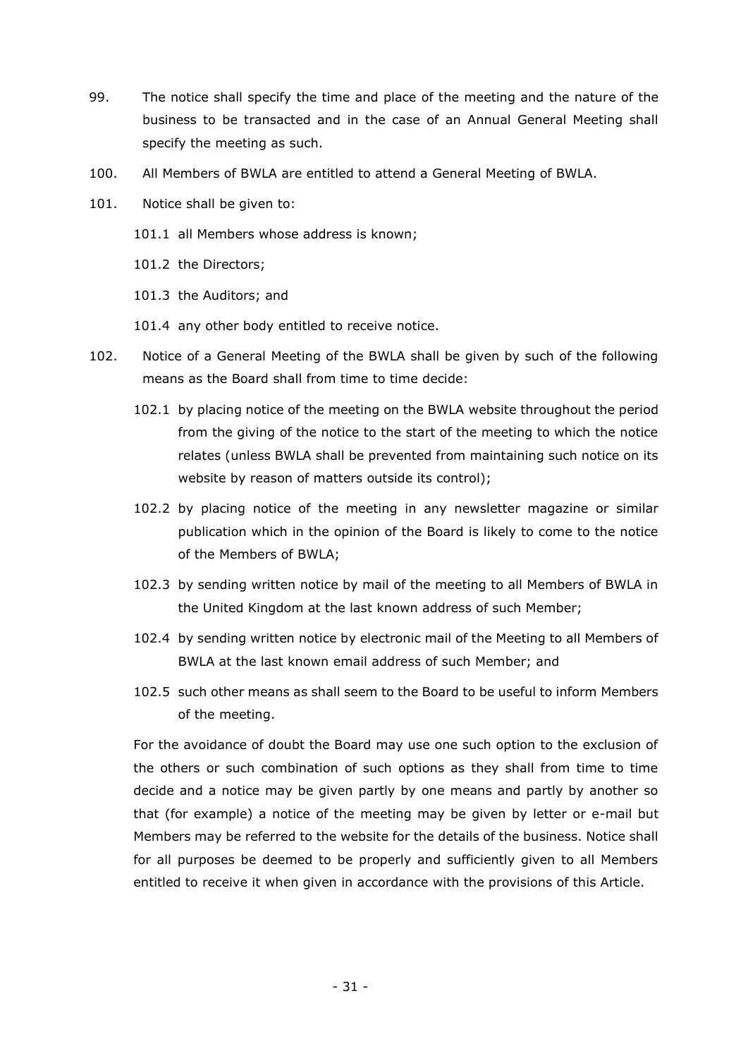99. The notice shall specify the time and place of the meeting and the nature of the business to be transacted and in the case of an Annual General Meeting shall specify the meeting as such.

100. All Members of BWLA are entitled to attend a General Meeting of BWLA.

101. Notice shall be given to:

   101.1 all Members whose address is known;

   101.2 the Directors;

   101.3 the Auditors; and

   101.4 any other body entitled to receive notice.

102. Notice of a General Meeting of the BWLA shall be given by such of the following means as the Board shall from time to time decide:

   102.1 by placing notice of the meeting on the BWLA website throughout the period from the giving of the notice to the start of the meeting to which the notice relates (unless BWLA shall be prevented from maintaining such notice on its website by reason of matters outside its control);

   102.2 by placing notice of the meeting in any newsletter magazine or similar publication which in the opinion of the Board is likely to come to the notice of the Members of BWLA;

   102.3 by sending written notice by mail of the meeting to all Members of BWLA in the United Kingdom at the last known address of such Member;

   102.4 by sending written notice by electronic mail of the Meeting to all Members of BWLA at the last known email address of such Member; and

   102.5 such other means as shall seem to the Board to be useful to inform Members of the meeting.

   For the avoidance of doubt the Board may use one such option to the exclusion of the others or such combination of such options as they shall from time to time decide and a notice may be given partly by one means and partly by another so that (for example) a notice of the meeting may be given by letter or e-mail but Members may be referred to the website for the details of the business. Notice shall for all purposes be deemed to be properly and sufficiently given to all Members entitled to receive it when given in accordance with the provisions of this Article.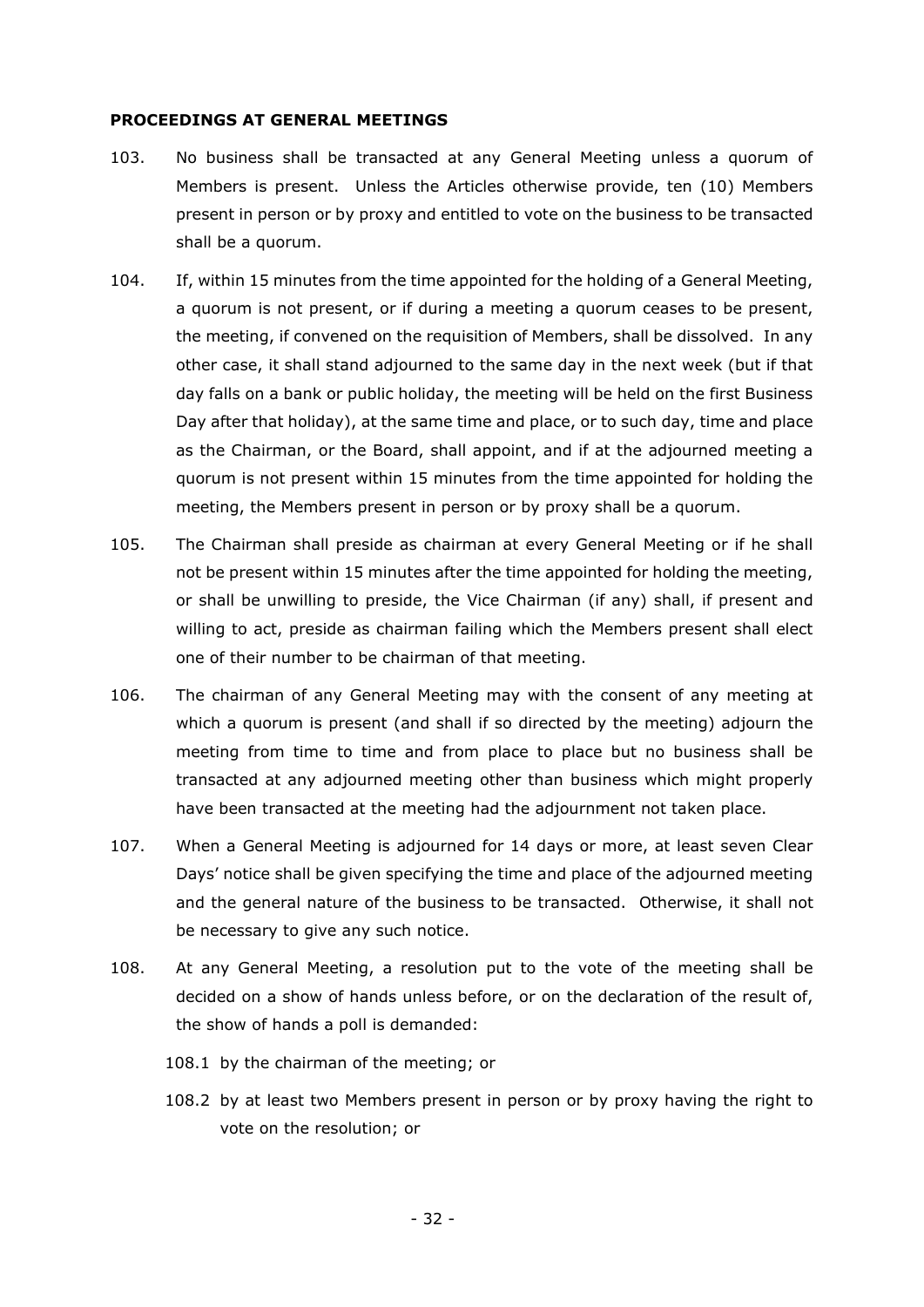**PROCEEDINGS AT GENERAL MEETINGS**

103. No business shall be transacted at any General Meeting unless a quorum of Members is present. Unless the Articles otherwise provide, ten (10) Members present in person or by proxy and entitled to vote on the business to be transacted shall be a quorum.

104. If, within 15 minutes from the time appointed for the holding of a General Meeting, a quorum is not present, or if during a meeting a quorum ceases to be present, the meeting, if convened on the requisition of Members, shall be dissolved. In any other case, it shall stand adjourned to the same day in the next week (but if that day falls on a bank or public holiday, the meeting will be held on the first Business Day after that holiday), at the same time and place, or to such day, time and place as the Chairman, or the Board, shall appoint, and if at the adjourned meeting a quorum is not present within 15 minutes from the time appointed for holding the meeting, the Members present in person or by proxy shall be a quorum.

105. The Chairman shall preside as chairman at every General Meeting or if he shall not be present within 15 minutes after the time appointed for holding the meeting, or shall be unwilling to preside, the Vice Chairman (if any) shall, if present and willing to act, preside as chairman failing which the Members present shall elect one of their number to be chairman of that meeting.

106. The chairman of any General Meeting may with the consent of any meeting at which a quorum is present (and shall if so directed by the meeting) adjourn the meeting from time to time and from place to place but no business shall be transacted at any adjourned meeting other than business which might properly have been transacted at the meeting had the adjournment not taken place.

107. When a General Meeting is adjourned for 14 days or more, at least seven Clear Days' notice shall be given specifying the time and place of the adjourned meeting and the general nature of the business to be transacted. Otherwise, it shall not be necessary to give any such notice.

108. At any General Meeting, a resolution put to the vote of the meeting shall be decided on a show of hands unless before, or on the declaration of the result of, the show of hands a poll is demanded:

    108.1 by the chairman of the meeting; or

    108.2 by at least two Members present in person or by proxy having the right to vote on the resolution; or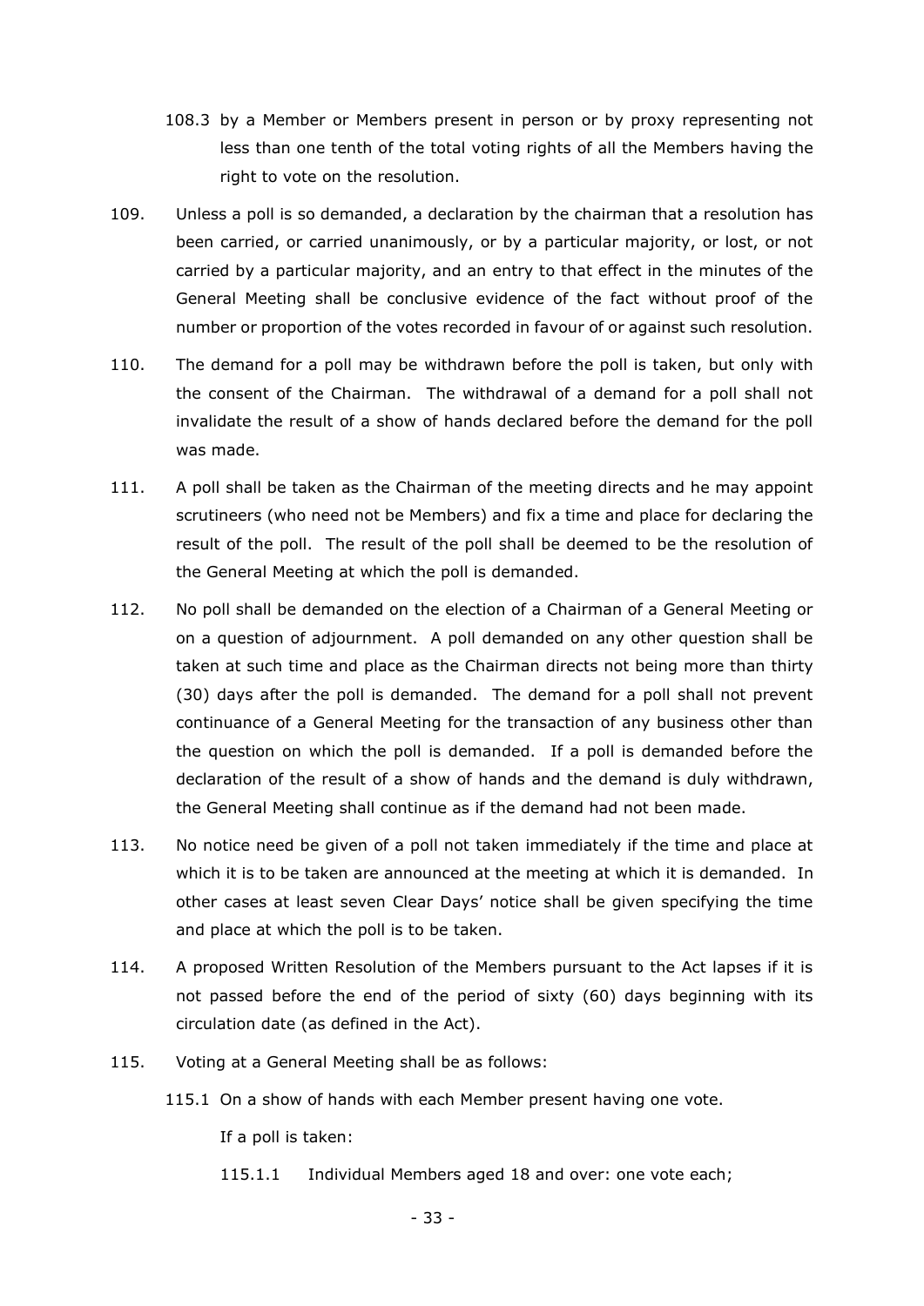108.3 by a Member or Members present in person or by proxy representing not less than one tenth of the total voting rights of all the Members having the right to vote on the resolution.

109. Unless a poll is so demanded, a declaration by the chairman that a resolution has been carried, or carried unanimously, or by a particular majority, or lost, or not carried by a particular majority, and an entry to that effect in the minutes of the General Meeting shall be conclusive evidence of the fact without proof of the number or proportion of the votes recorded in favour of or against such resolution.

110. The demand for a poll may be withdrawn before the poll is taken, but only with the consent of the Chairman. The withdrawal of a demand for a poll shall not invalidate the result of a show of hands declared before the demand for the poll was made.

111. A poll shall be taken as the Chairman of the meeting directs and he may appoint scrutineers (who need not be Members) and fix a time and place for declaring the result of the poll. The result of the poll shall be deemed to be the resolution of the General Meeting at which the poll is demanded.

112. No poll shall be demanded on the election of a Chairman of a General Meeting or on a question of adjournment. A poll demanded on any other question shall be taken at such time and place as the Chairman directs not being more than thirty (30) days after the poll is demanded. The demand for a poll shall not prevent continuance of a General Meeting for the transaction of any business other than the question on which the poll is demanded. If a poll is demanded before the declaration of the result of a show of hands and the demand is duly withdrawn, the General Meeting shall continue as if the demand had not been made.

113. No notice need be given of a poll not taken immediately if the time and place at which it is to be taken are announced at the meeting at which it is demanded. In other cases at least seven Clear Days' notice shall be given specifying the time and place at which the poll is to be taken.

114. A proposed Written Resolution of the Members pursuant to the Act lapses if it is not passed before the end of the period of sixty (60) days beginning with its circulation date (as defined in the Act).

115. Voting at a General Meeting shall be as follows:

115.1 On a show of hands with each Member present having one vote.

If a poll is taken:

115.1.1 Individual Members aged 18 and over: one vote each;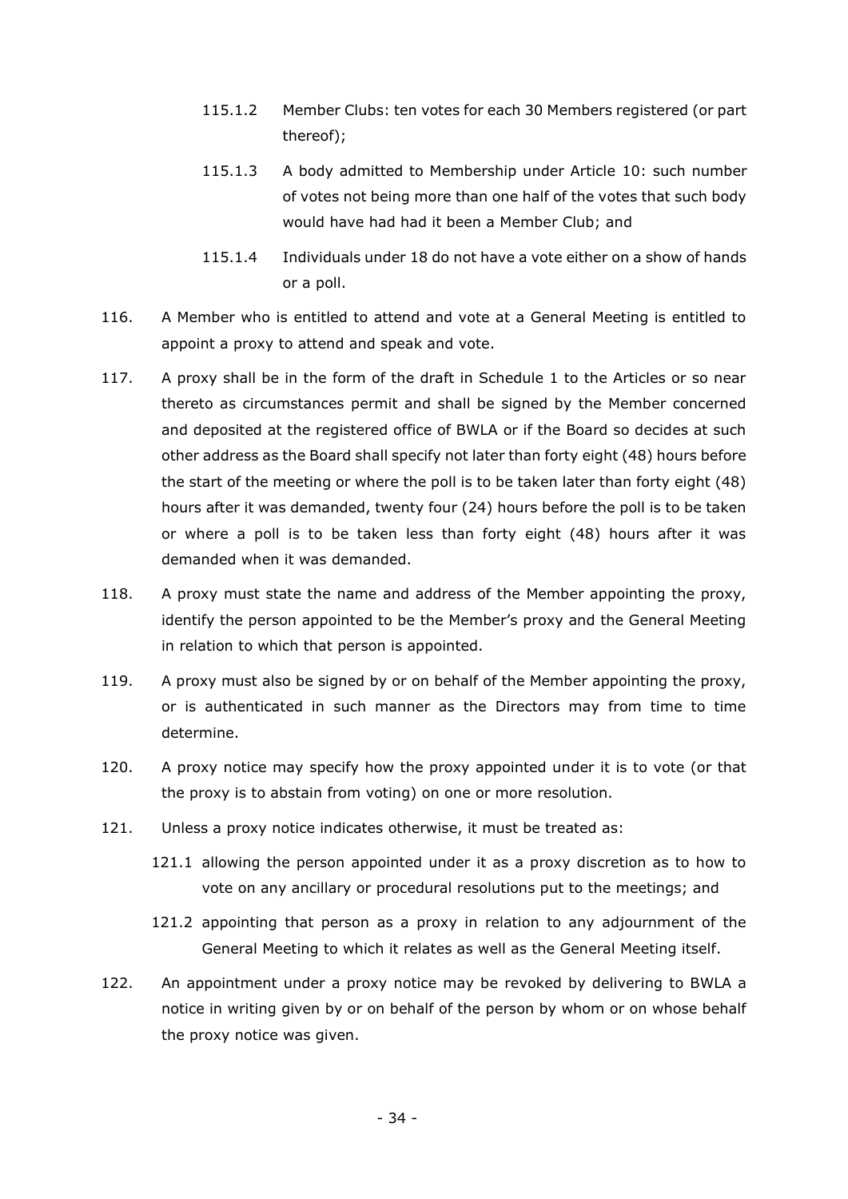115.1.2 Member Clubs: ten votes for each 30 Members registered (or part thereof);

115.1.3 A body admitted to Membership under Article 10: such number of votes not being more than one half of the votes that such body would have had had it been a Member Club; and

115.1.4 Individuals under 18 do not have a vote either on a show of hands or a poll.

116. A Member who is entitled to attend and vote at a General Meeting is entitled to appoint a proxy to attend and speak and vote.

117. A proxy shall be in the form of the draft in Schedule 1 to the Articles or so near thereto as circumstances permit and shall be signed by the Member concerned and deposited at the registered office of BWLA or if the Board so decides at such other address as the Board shall specify not later than forty eight (48) hours before the start of the meeting or where the poll is to be taken later than forty eight (48) hours after it was demanded, twenty four (24) hours before the poll is to be taken or where a poll is to be taken less than forty eight (48) hours after it was demanded when it was demanded.

118. A proxy must state the name and address of the Member appointing the proxy, identify the person appointed to be the Member's proxy and the General Meeting in relation to which that person is appointed.

119. A proxy must also be signed by or on behalf of the Member appointing the proxy, or is authenticated in such manner as the Directors may from time to time determine.

120. A proxy notice may specify how the proxy appointed under it is to vote (or that the proxy is to abstain from voting) on one or more resolution.

121. Unless a proxy notice indicates otherwise, it must be treated as:

121.1 allowing the person appointed under it as a proxy discretion as to how to vote on any ancillary or procedural resolutions put to the meetings; and

121.2 appointing that person as a proxy in relation to any adjournment of the General Meeting to which it relates as well as the General Meeting itself.

122. An appointment under a proxy notice may be revoked by delivering to BWLA a notice in writing given by or on behalf of the person by whom or on whose behalf the proxy notice was given.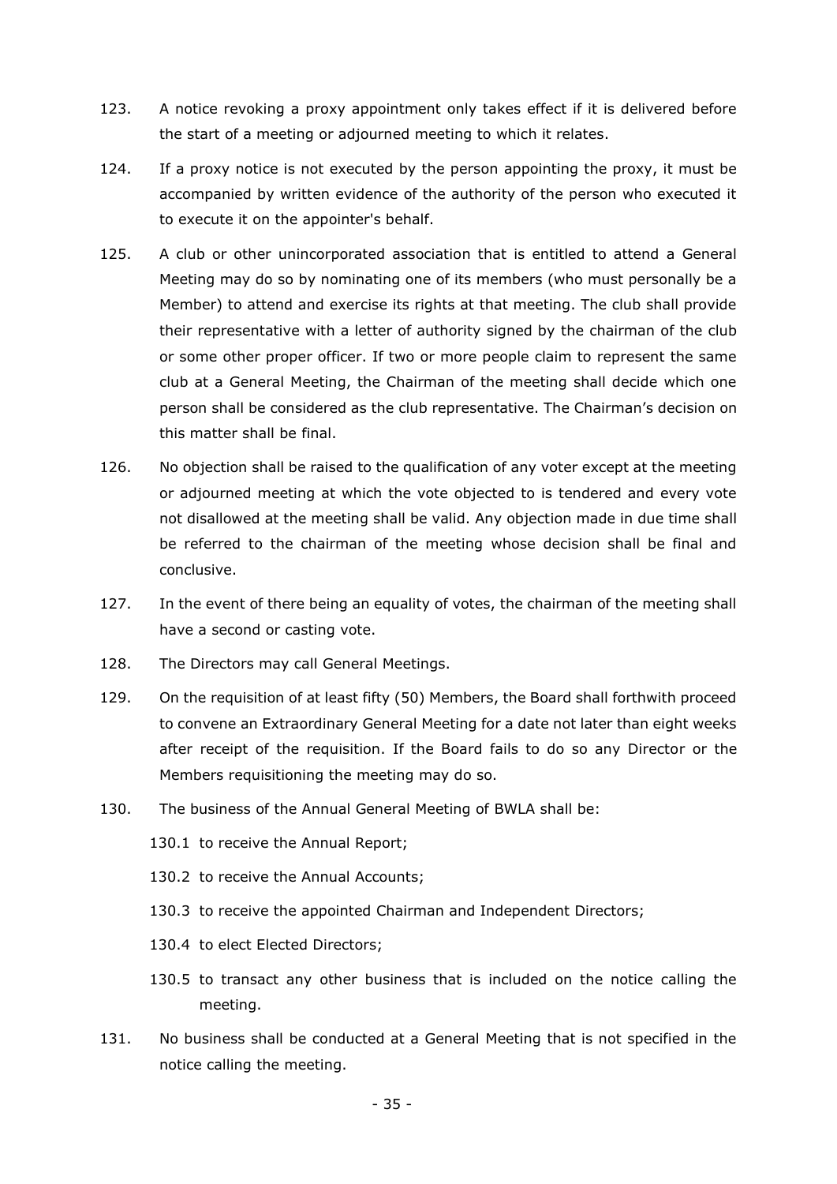123. A notice revoking a proxy appointment only takes effect if it is delivered before the start of a meeting or adjourned meeting to which it relates.

124. If a proxy notice is not executed by the person appointing the proxy, it must be accompanied by written evidence of the authority of the person who executed it to execute it on the appointer's behalf.

125. A club or other unincorporated association that is entitled to attend a General Meeting may do so by nominating one of its members (who must personally be a Member) to attend and exercise its rights at that meeting. The club shall provide their representative with a letter of authority signed by the chairman of the club or some other proper officer. If two or more people claim to represent the same club at a General Meeting, the Chairman of the meeting shall decide which one person shall be considered as the club representative. The Chairman's decision on this matter shall be final.

126. No objection shall be raised to the qualification of any voter except at the meeting or adjourned meeting at which the vote objected to is tendered and every vote not disallowed at the meeting shall be valid. Any objection made in due time shall be referred to the chairman of the meeting whose decision shall be final and conclusive.

127. In the event of there being an equality of votes, the chairman of the meeting shall have a second or casting vote.

128. The Directors may call General Meetings.

129. On the requisition of at least fifty (50) Members, the Board shall forthwith proceed to convene an Extraordinary General Meeting for a date not later than eight weeks after receipt of the requisition. If the Board fails to do so any Director or the Members requisitioning the meeting may do so.

130. The business of the Annual General Meeting of BWLA shall be:

    130.1 to receive the Annual Report;

    130.2 to receive the Annual Accounts;

    130.3 to receive the appointed Chairman and Independent Directors;

    130.4 to elect Elected Directors;

    130.5 to transact any other business that is included on the notice calling the meeting.

131. No business shall be conducted at a General Meeting that is not specified in the notice calling the meeting.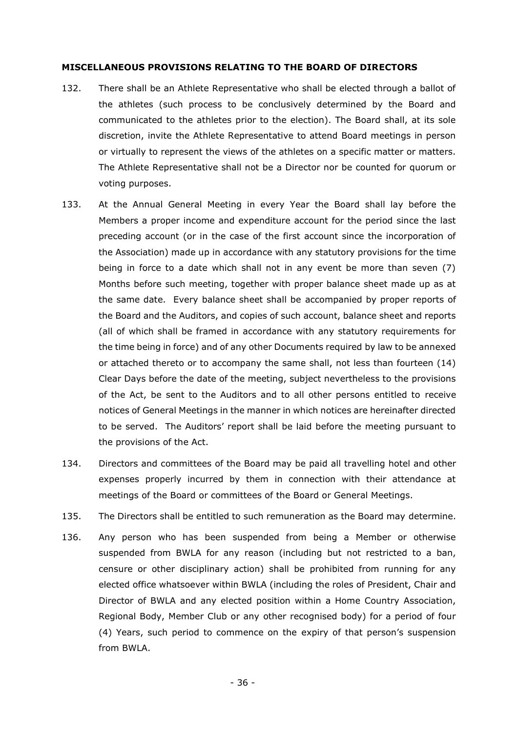**MISCELLANEOUS PROVISIONS RELATING TO THE BOARD OF DIRECTORS**

132. There shall be an Athlete Representative who shall be elected through a ballot of the athletes (such process to be conclusively determined by the Board and communicated to the athletes prior to the election). The Board shall, at its sole discretion, invite the Athlete Representative to attend Board meetings in person or virtually to represent the views of the athletes on a specific matter or matters. The Athlete Representative shall not be a Director nor be counted for quorum or voting purposes.

133. At the Annual General Meeting in every Year the Board shall lay before the Members a proper income and expenditure account for the period since the last preceding account (or in the case of the first account since the incorporation of the Association) made up in accordance with any statutory provisions for the time being in force to a date which shall not in any event be more than seven (7) Months before such meeting, together with proper balance sheet made up as at the same date. Every balance sheet shall be accompanied by proper reports of the Board and the Auditors, and copies of such account, balance sheet and reports (all of which shall be framed in accordance with any statutory requirements for the time being in force) and of any other Documents required by law to be annexed or attached thereto or to accompany the same shall, not less than fourteen (14) Clear Days before the date of the meeting, subject nevertheless to the provisions of the Act, be sent to the Auditors and to all other persons entitled to receive notices of General Meetings in the manner in which notices are hereinafter directed to be served. The Auditors' report shall be laid before the meeting pursuant to the provisions of the Act.

134. Directors and committees of the Board may be paid all travelling hotel and other expenses properly incurred by them in connection with their attendance at meetings of the Board or committees of the Board or General Meetings.

135. The Directors shall be entitled to such remuneration as the Board may determine.

136. Any person who has been suspended from being a Member or otherwise suspended from BWLA for any reason (including but not restricted to a ban, censure or other disciplinary action) shall be prohibited from running for any elected office whatsoever within BWLA (including the roles of President, Chair and Director of BWLA and any elected position within a Home Country Association, Regional Body, Member Club or any other recognised body) for a period of four (4) Years, such period to commence on the expiry of that person's suspension from BWLA.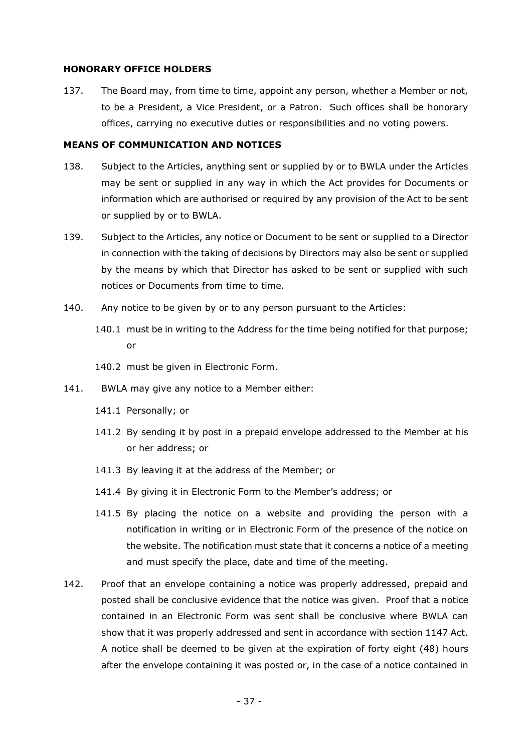**HONORARY OFFICE HOLDERS**

137. The Board may, from time to time, appoint any person, whether a Member or not, to be a President, a Vice President, or a Patron. Such offices shall be honorary offices, carrying no executive duties or responsibilities and no voting powers.

**MEANS OF COMMUNICATION AND NOTICES**

138. Subject to the Articles, anything sent or supplied by or to BWLA under the Articles may be sent or supplied in any way in which the Act provides for Documents or information which are authorised or required by any provision of the Act to be sent or supplied by or to BWLA.

139. Subject to the Articles, any notice or Document to be sent or supplied to a Director in connection with the taking of decisions by Directors may also be sent or supplied by the means by which that Director has asked to be sent or supplied with such notices or Documents from time to time.

140. Any notice to be given by or to any person pursuant to the Articles:

140.1 must be in writing to the Address for the time being notified for that purpose; or

140.2 must be given in Electronic Form.

141. BWLA may give any notice to a Member either:

141.1 Personally; or

141.2 By sending it by post in a prepaid envelope addressed to the Member at his or her address; or

141.3 By leaving it at the address of the Member; or

141.4 By giving it in Electronic Form to the Member's address; or

141.5 By placing the notice on a website and providing the person with a notification in writing or in Electronic Form of the presence of the notice on the website. The notification must state that it concerns a notice of a meeting and must specify the place, date and time of the meeting.

142. Proof that an envelope containing a notice was properly addressed, prepaid and posted shall be conclusive evidence that the notice was given. Proof that a notice contained in an Electronic Form was sent shall be conclusive where BWLA can show that it was properly addressed and sent in accordance with section 1147 Act. A notice shall be deemed to be given at the expiration of forty eight (48) hours after the envelope containing it was posted or, in the case of a notice contained in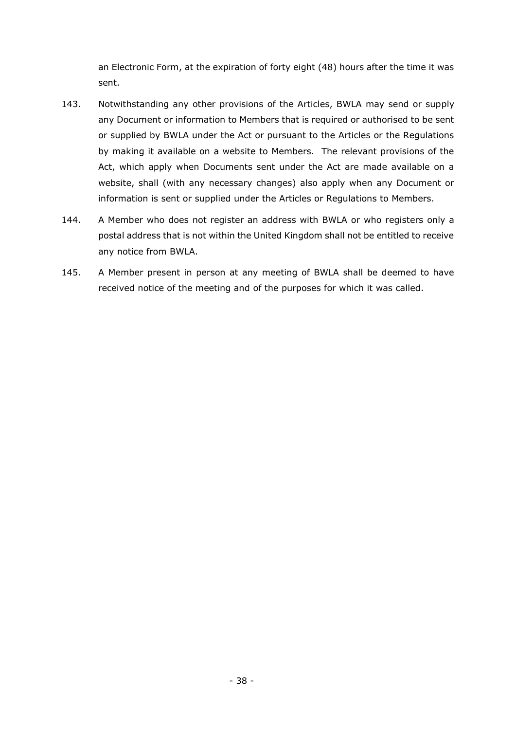an Electronic Form, at the expiration of forty eight (48) hours after the time it was sent.

143. Notwithstanding any other provisions of the Articles, BWLA may send or supply any Document or information to Members that is required or authorised to be sent or supplied by BWLA under the Act or pursuant to the Articles or the Regulations by making it available on a website to Members. The relevant provisions of the Act, which apply when Documents sent under the Act are made available on a website, shall (with any necessary changes) also apply when any Document or information is sent or supplied under the Articles or Regulations to Members.

144. A Member who does not register an address with BWLA or who registers only a postal address that is not within the United Kingdom shall not be entitled to receive any notice from BWLA.

145. A Member present in person at any meeting of BWLA shall be deemed to have received notice of the meeting and of the purposes for which it was called.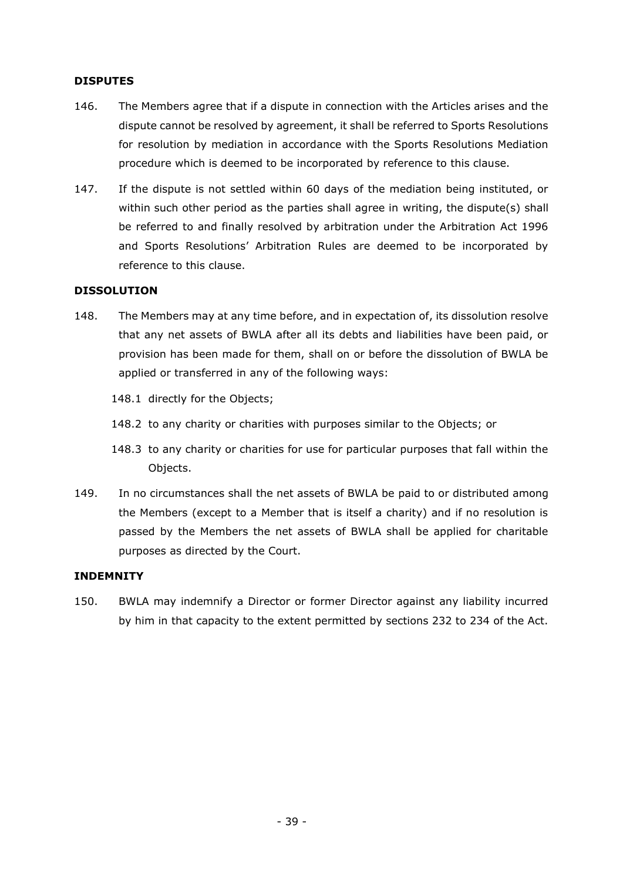## DISPUTES

146. The Members agree that if a dispute in connection with the Articles arises and the dispute cannot be resolved by agreement, it shall be referred to Sports Resolutions for resolution by mediation in accordance with the Sports Resolutions Mediation procedure which is deemed to be incorporated by reference to this clause.

147. If the dispute is not settled within 60 days of the mediation being instituted, or within such other period as the parties shall agree in writing, the dispute(s) shall be referred to and finally resolved by arbitration under the Arbitration Act 1996 and Sports Resolutions' Arbitration Rules are deemed to be incorporated by reference to this clause.

## DISSOLUTION

148. The Members may at any time before, and in expectation of, its dissolution resolve that any net assets of BWLA after all its debts and liabilities have been paid, or provision has been made for them, shall on or before the dissolution of BWLA be applied or transferred in any of the following ways:

   148.1 directly for the Objects;

   148.2 to any charity or charities with purposes similar to the Objects; or

   148.3 to any charity or charities for use for particular purposes that fall within the Objects.

149. In no circumstances shall the net assets of BWLA be paid to or distributed among the Members (except to a Member that is itself a charity) and if no resolution is passed by the Members the net assets of BWLA shall be applied for charitable purposes as directed by the Court.

## INDEMNITY

150. BWLA may indemnify a Director or former Director against any liability incurred by him in that capacity to the extent permitted by sections 232 to 234 of the Act.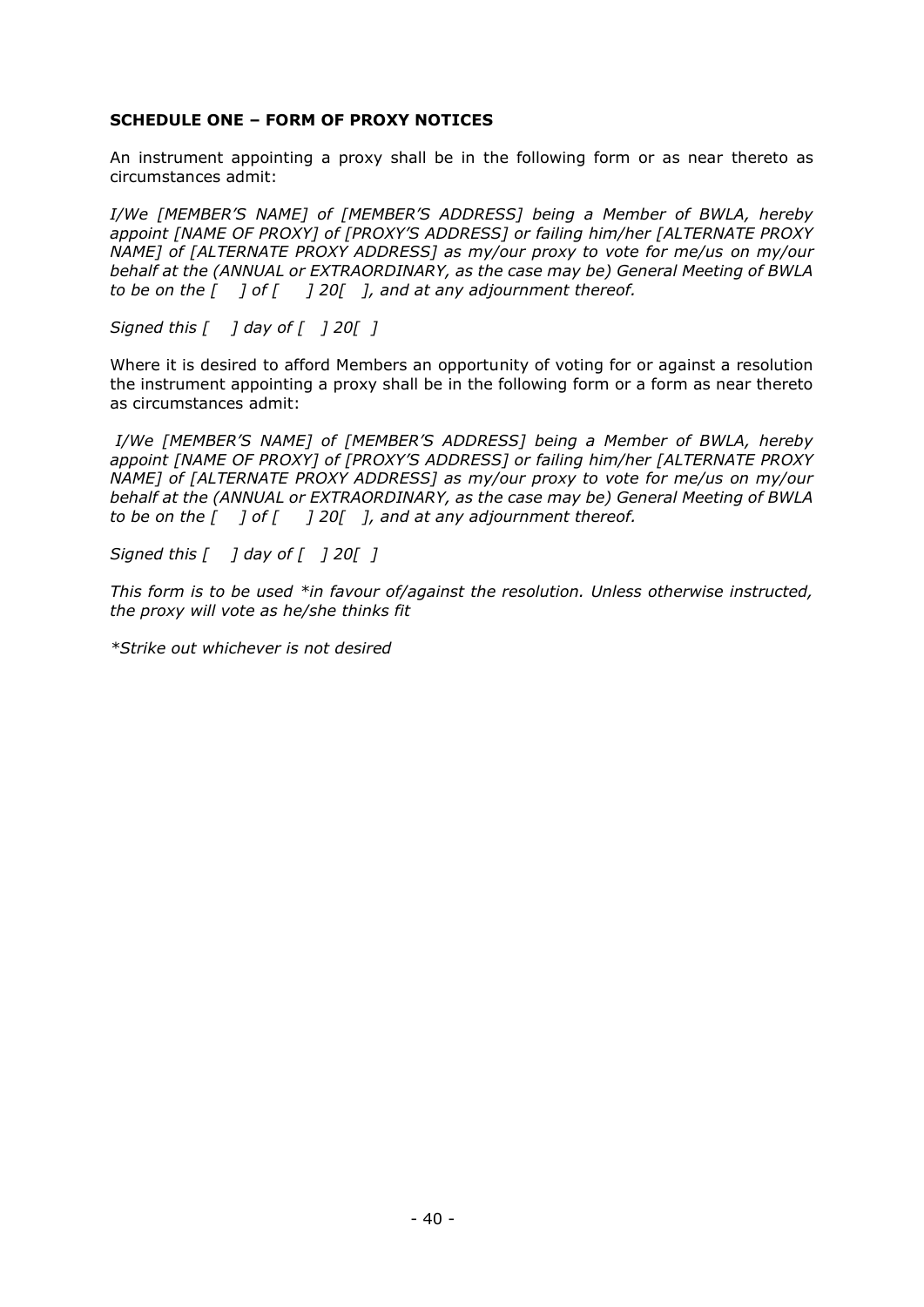**SCHEDULE ONE – FORM OF PROXY NOTICES**

An instrument appointing a proxy shall be in the following form or as near thereto as circumstances admit:

*I/We [MEMBER'S NAME] of [MEMBER'S ADDRESS] being a Member of BWLA, hereby appoint [NAME OF PROXY] of [PROXY'S ADDRESS] or failing him/her [ALTERNATE PROXY NAME] of [ALTERNATE PROXY ADDRESS] as my/our proxy to vote for me/us on my/our behalf at the (ANNUAL or EXTRAORDINARY, as the case may be) General Meeting of BWLA to be on the [ ] of [ ] 20[ ], and at any adjournment thereof.*

*Signed this [ ] day of [ ] 20[ ]*

Where it is desired to afford Members an opportunity of voting for or against a resolution the instrument appointing a proxy shall be in the following form or a form as near thereto as circumstances admit:

*I/We [MEMBER'S NAME] of [MEMBER'S ADDRESS] being a Member of BWLA, hereby appoint [NAME OF PROXY] of [PROXY'S ADDRESS] or failing him/her [ALTERNATE PROXY NAME] of [ALTERNATE PROXY ADDRESS] as my/our proxy to vote for me/us on my/our behalf at the (ANNUAL or EXTRAORDINARY, as the case may be) General Meeting of BWLA to be on the [ ] of [ ] 20[ ], and at any adjournment thereof.*

*Signed this [ ] day of [ ] 20[ ]*

*This form is to be used *in favour of/against the resolution. Unless otherwise instructed, the proxy will vote as he/she thinks fit*

**Strike out whichever is not desired*